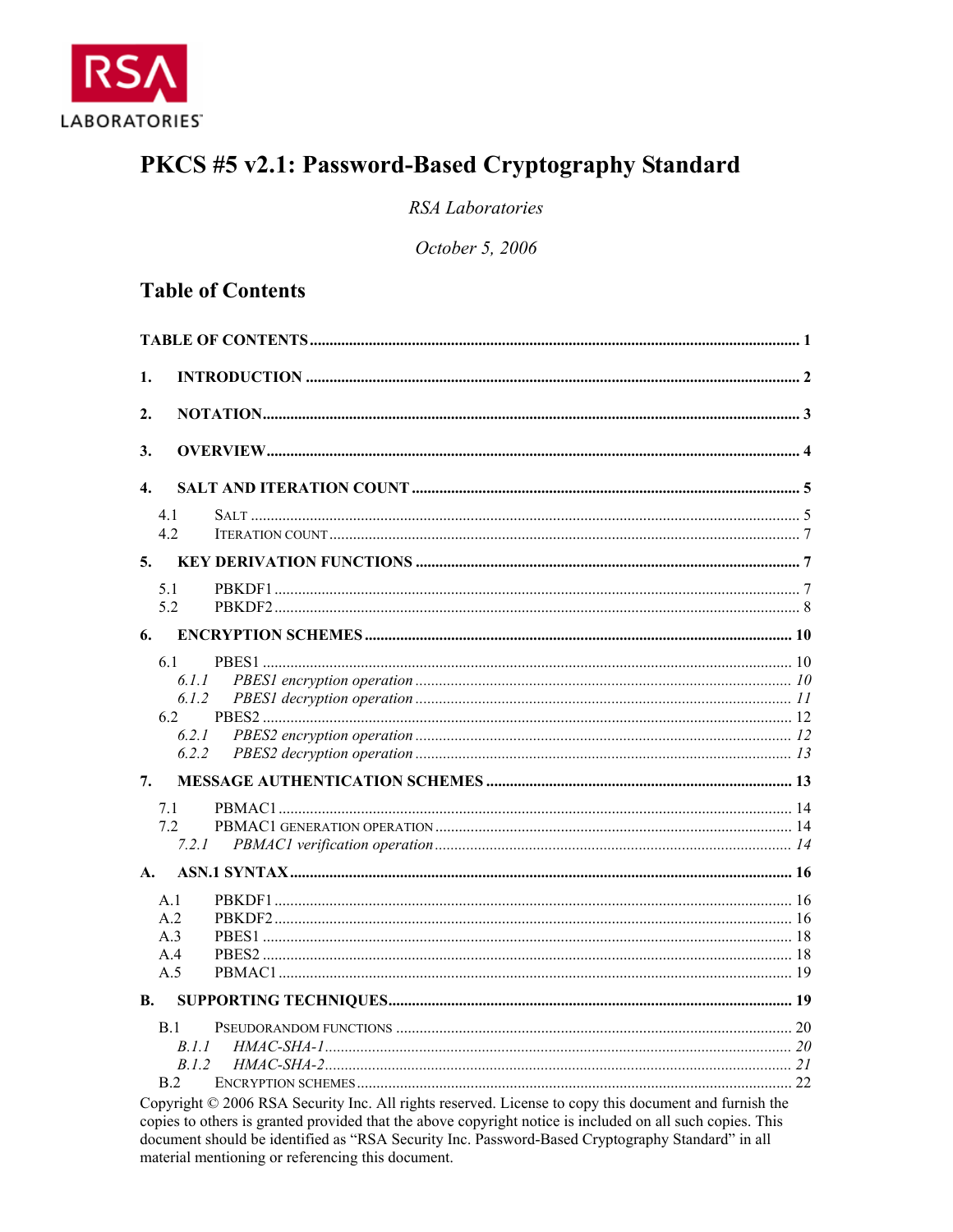RSA LABORATORIES

# PKCS #5 v2.1: Password-Based Cryptography Standard

*RSA Laboratories*

*October 5, 2006*

## Table of Contents

**TABLE OF CONTENTS** .......... 1

**1. INTRODUCTION** .......... 2

**2. NOTATION** .......... 3

**3. OVERVIEW** .......... 4

**4. SALT AND ITERATION COUNT** .......... 5

- 4.1 SALT .......... 5
- 4.2 ITERATION COUNT .......... 7

**5. KEY DERIVATION FUNCTIONS** .......... 7

- 5.1 PBKDF1 .......... 7
- 5.2 PBKDF2 .......... 8

**6. ENCRYPTION SCHEMES** .......... 10

- 6.1 PBES1 .......... 10
  - *6.1.1 PBES1 encryption operation* .......... *10*
  - *6.1.2 PBES1 decryption operation* .......... *11*
- 6.2 PBES2 .......... 12
  - *6.2.1 PBES2 encryption operation* .......... *12*
  - *6.2.2 PBES2 decryption operation* .......... *13*

**7. MESSAGE AUTHENTICATION SCHEMES** .......... 13

- 7.1 PBMAC1 .......... 14
- 7.2 PBMAC1 GENERATION OPERATION .......... 14
  - *7.2.1 PBMAC1 verification operation* .......... *14*

**A. ASN.1 SYNTAX** .......... 16

- A.1 PBKDF1 .......... 16
- A.2 PBKDF2 .......... 16
- A.3 PBES1 .......... 18
- A.4 PBES2 .......... 18
- A.5 PBMAC1 .......... 19

**B. SUPPORTING TECHNIQUES** .......... 19

- B.1 PSEUDORANDOM FUNCTIONS .......... 20
  - *B.1.1 HMAC-SHA-1* .......... *20*
  - *B.1.2 HMAC-SHA-2* .......... *21*
- B.2 ENCRYPTION SCHEMES .......... 22

Copyright © 2006 RSA Security Inc. All rights reserved. License to copy this document and furnish the copies to others is granted provided that the above copyright notice is included on all such copies. This document should be identified as "RSA Security Inc. Password-Based Cryptography Standard" in all material mentioning or referencing this document.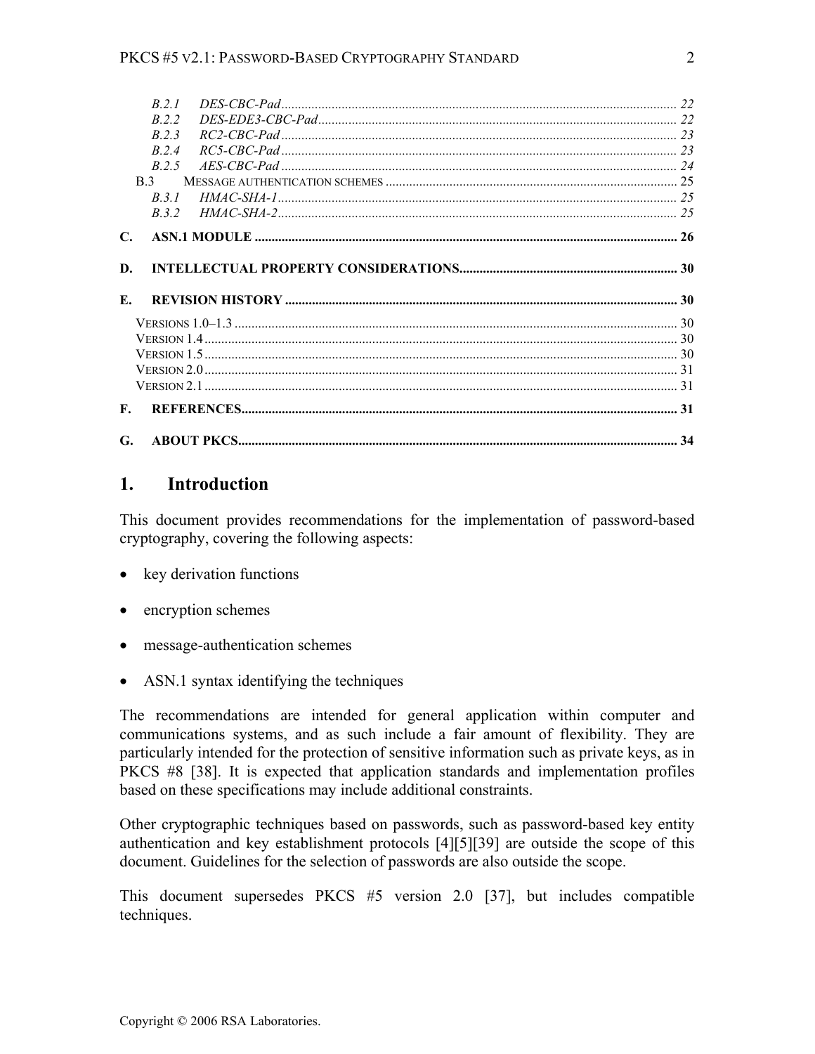B.2.1 DES-CBC-Pad ... 22
B.2.2 DES-EDE3-CBC-Pad ... 22
B.2.3 RC2-CBC-Pad ... 23
B.2.4 RC5-CBC-Pad ... 23
B.2.5 AES-CBC-Pad ... 24
B.3 MESSAGE AUTHENTICATION SCHEMES ... 25
B.3.1 HMAC-SHA-1 ... 25
B.3.2 HMAC-SHA-2 ... 25

C. ASN.1 MODULE ... 26

D. INTELLECTUAL PROPERTY CONSIDERATIONS ... 30

E. REVISION HISTORY ... 30

VERSIONS 1.0–1.3 ... 30
VERSION 1.4 ... 30
VERSION 1.5 ... 30
VERSION 2.0 ... 31
VERSION 2.1 ... 31

F. REFERENCES ... 31

G. ABOUT PKCS ... 34

# 1. Introduction

This document provides recommendations for the implementation of password-based cryptography, covering the following aspects:

- key derivation functions
- encryption schemes
- message-authentication schemes
- ASN.1 syntax identifying the techniques

The recommendations are intended for general application within computer and communications systems, and as such include a fair amount of flexibility. They are particularly intended for the protection of sensitive information such as private keys, as in PKCS #8 [38]. It is expected that application standards and implementation profiles based on these specifications may include additional constraints.

Other cryptographic techniques based on passwords, such as password-based key entity authentication and key establishment protocols [4][5][39] are outside the scope of this document. Guidelines for the selection of passwords are also outside the scope.

This document supersedes PKCS #5 version 2.0 [37], but includes compatible techniques.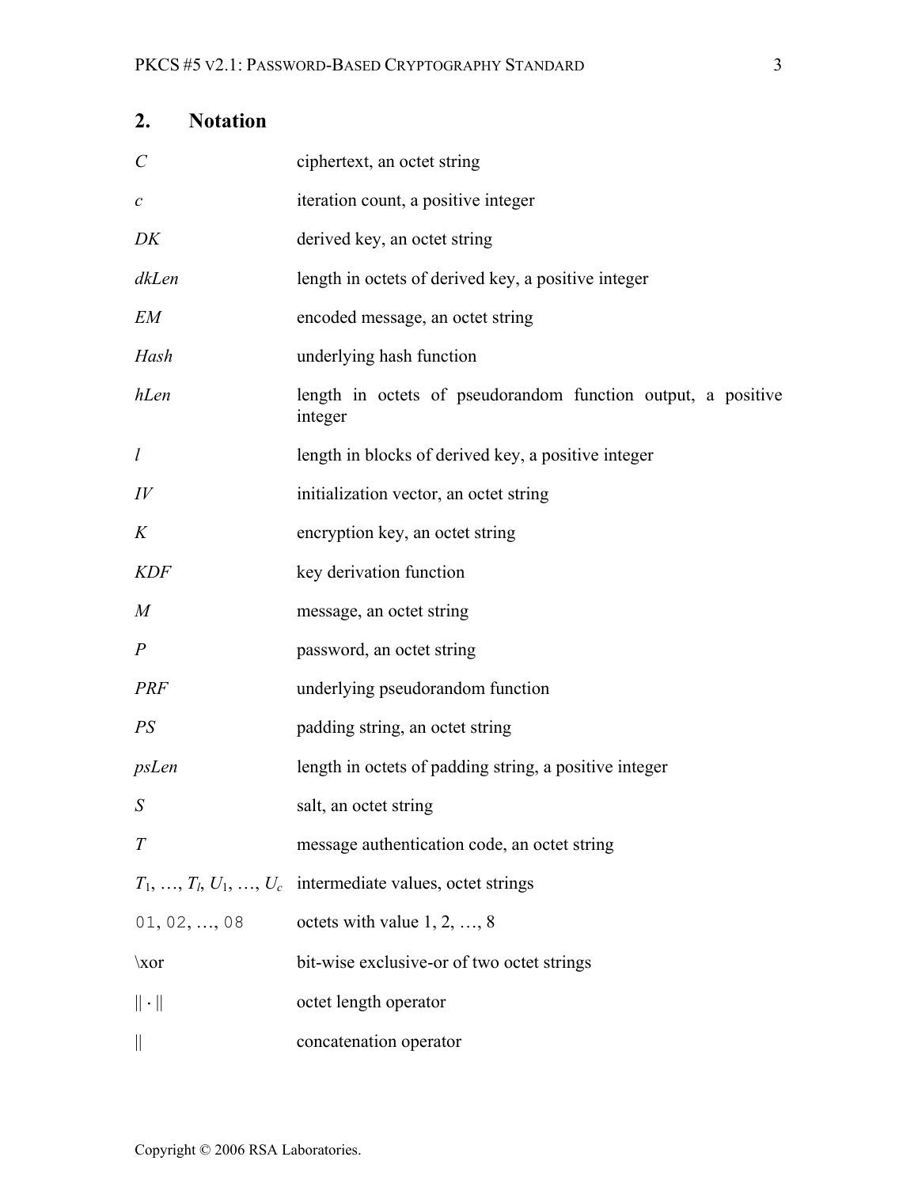## 2. Notation

| | |
|---|---|
| $C$ | ciphertext, an octet string |
| $c$ | iteration count, a positive integer |
| $DK$ | derived key, an octet string |
| $dkLen$ | length in octets of derived key, a positive integer |
| $EM$ | encoded message, an octet string |
| $Hash$ | underlying hash function |
| $hLen$ | length in octets of pseudorandom function output, a positive integer |
| $l$ | length in blocks of derived key, a positive integer |
| $IV$ | initialization vector, an octet string |
| $K$ | encryption key, an octet string |
| $KDF$ | key derivation function |
| $M$ | message, an octet string |
| $P$ | password, an octet string |
| $PRF$ | underlying pseudorandom function |
| $PS$ | padding string, an octet string |
| $psLen$ | length in octets of padding string, a positive integer |
| $S$ | salt, an octet string |
| $T$ | message authentication code, an octet string |
| $T_1, \ldots, T_l, U_1, \ldots, U_c$ | intermediate values, octet strings |
| `01`, `02`, …, `08` | octets with value 1, 2, …, 8 |
| \xor | bit-wise exclusive-or of two octet strings |
| $\|\| \cdot \|\|$ | octet length operator |
| $\|\|$ | concatenation operator |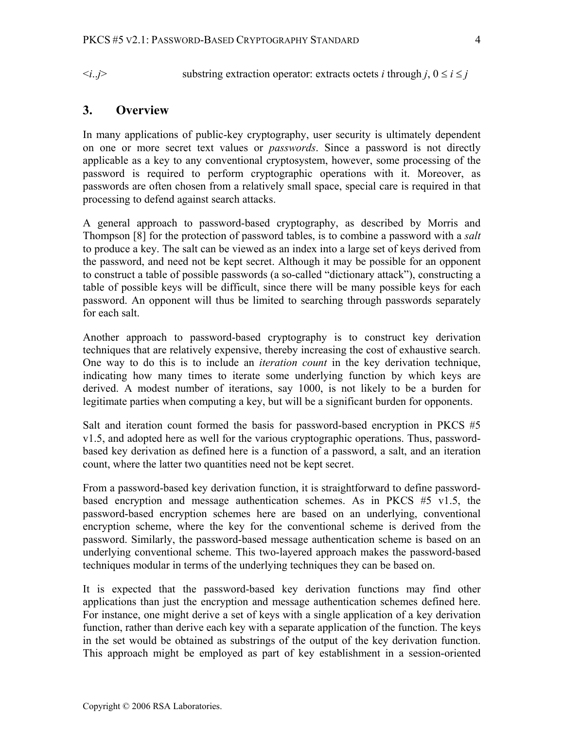<*i*..*j*> substring extraction operator: extracts octets *i* through *j*, $0 \le i \le j$

## 3. Overview

In many applications of public-key cryptography, user security is ultimately dependent on one or more secret text values or *passwords*. Since a password is not directly applicable as a key to any conventional cryptosystem, however, some processing of the password is required to perform cryptographic operations with it. Moreover, as passwords are often chosen from a relatively small space, special care is required in that processing to defend against search attacks.

A general approach to password-based cryptography, as described by Morris and Thompson [8] for the protection of password tables, is to combine a password with a *salt* to produce a key. The salt can be viewed as an index into a large set of keys derived from the password, and need not be kept secret. Although it may be possible for an opponent to construct a table of possible passwords (a so-called "dictionary attack"), constructing a table of possible keys will be difficult, since there will be many possible keys for each password. An opponent will thus be limited to searching through passwords separately for each salt.

Another approach to password-based cryptography is to construct key derivation techniques that are relatively expensive, thereby increasing the cost of exhaustive search. One way to do this is to include an *iteration count* in the key derivation technique, indicating how many times to iterate some underlying function by which keys are derived. A modest number of iterations, say 1000, is not likely to be a burden for legitimate parties when computing a key, but will be a significant burden for opponents.

Salt and iteration count formed the basis for password-based encryption in PKCS #5 v1.5, and adopted here as well for the various cryptographic operations. Thus, password-based key derivation as defined here is a function of a password, a salt, and an iteration count, where the latter two quantities need not be kept secret.

From a password-based key derivation function, it is straightforward to define password-based encryption and message authentication schemes. As in PKCS #5 v1.5, the password-based encryption schemes here are based on an underlying, conventional encryption scheme, where the key for the conventional scheme is derived from the password. Similarly, the password-based message authentication scheme is based on an underlying conventional scheme. This two-layered approach makes the password-based techniques modular in terms of the underlying techniques they can be based on.

It is expected that the password-based key derivation functions may find other applications than just the encryption and message authentication schemes defined here. For instance, one might derive a set of keys with a single application of a key derivation function, rather than derive each key with a separate application of the function. The keys in the set would be obtained as substrings of the output of the key derivation function. This approach might be employed as part of key establishment in a session-oriented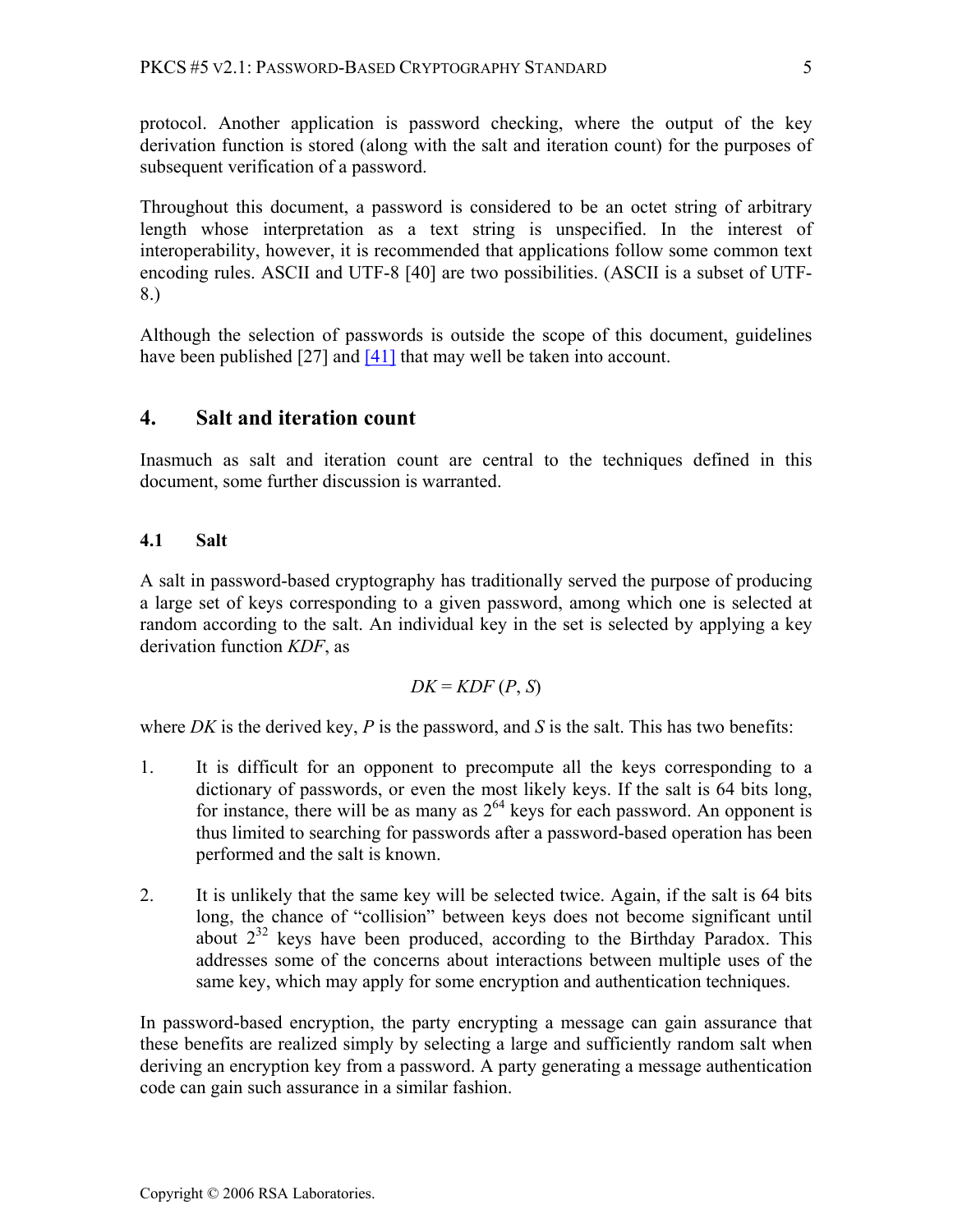protocol. Another application is password checking, where the output of the key derivation function is stored (along with the salt and iteration count) for the purposes of subsequent verification of a password.

Throughout this document, a password is considered to be an octet string of arbitrary length whose interpretation as a text string is unspecified. In the interest of interoperability, however, it is recommended that applications follow some common text encoding rules. ASCII and UTF-8 [40] are two possibilities. (ASCII is a subset of UTF-8.)

Although the selection of passwords is outside the scope of this document, guidelines have been published [27] and [41] that may well be taken into account.

## 4. Salt and iteration count

Inasmuch as salt and iteration count are central to the techniques defined in this document, some further discussion is warranted.

### 4.1 Salt

A salt in password-based cryptography has traditionally served the purpose of producing a large set of keys corresponding to a given password, among which one is selected at random according to the salt. An individual key in the set is selected by applying a key derivation function *KDF*, as

$$DK = KDF\ (P, S)$$

where *DK* is the derived key, *P* is the password, and *S* is the salt. This has two benefits:

1. It is difficult for an opponent to precompute all the keys corresponding to a dictionary of passwords, or even the most likely keys. If the salt is 64 bits long, for instance, there will be as many as $2^{64}$ keys for each password. An opponent is thus limited to searching for passwords after a password-based operation has been performed and the salt is known.

2. It is unlikely that the same key will be selected twice. Again, if the salt is 64 bits long, the chance of "collision" between keys does not become significant until about $2^{32}$ keys have been produced, according to the Birthday Paradox. This addresses some of the concerns about interactions between multiple uses of the same key, which may apply for some encryption and authentication techniques.

In password-based encryption, the party encrypting a message can gain assurance that these benefits are realized simply by selecting a large and sufficiently random salt when deriving an encryption key from a password. A party generating a message authentication code can gain such assurance in a similar fashion.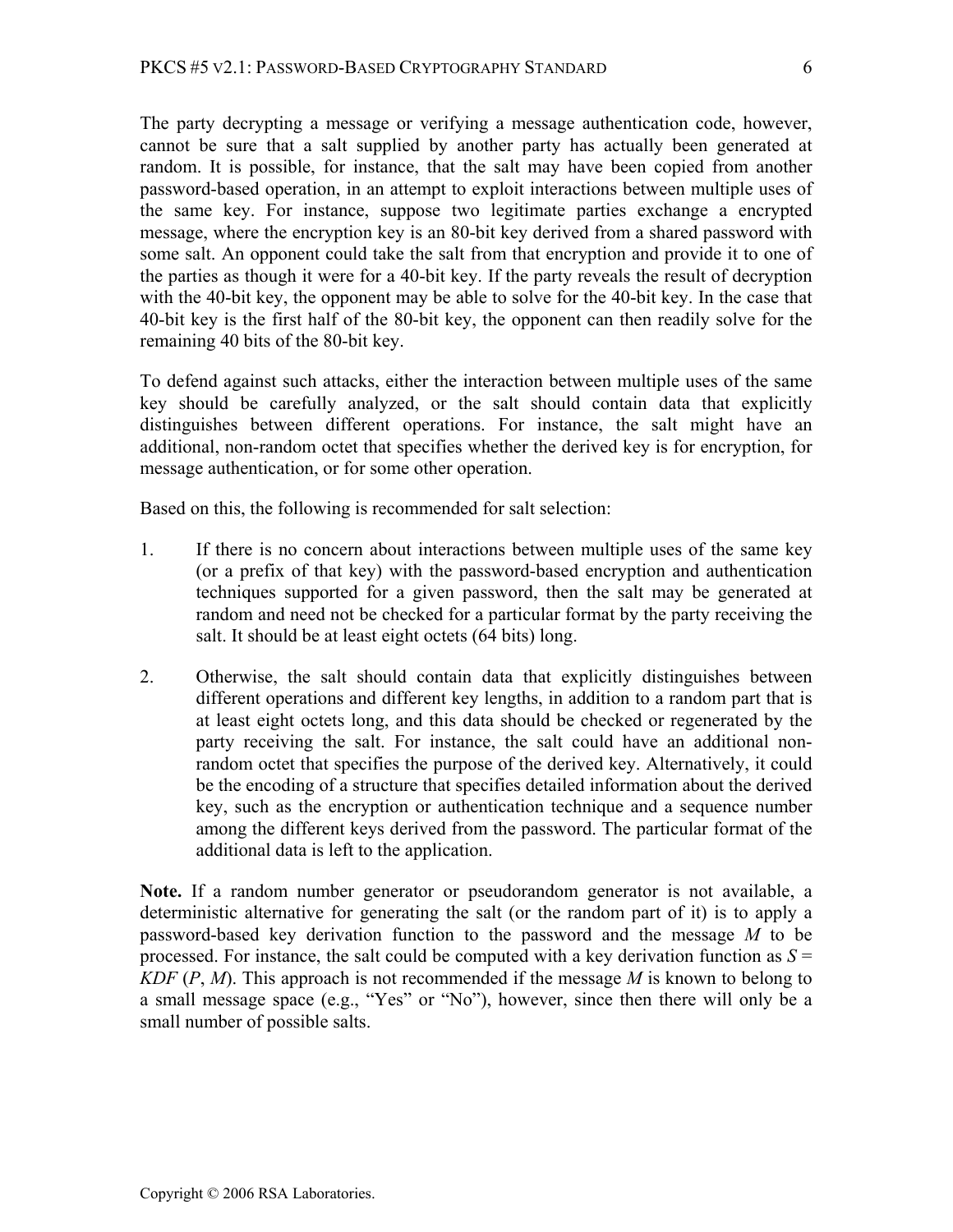The party decrypting a message or verifying a message authentication code, however, cannot be sure that a salt supplied by another party has actually been generated at random. It is possible, for instance, that the salt may have been copied from another password-based operation, in an attempt to exploit interactions between multiple uses of the same key. For instance, suppose two legitimate parties exchange a encrypted message, where the encryption key is an 80-bit key derived from a shared password with some salt. An opponent could take the salt from that encryption and provide it to one of the parties as though it were for a 40-bit key. If the party reveals the result of decryption with the 40-bit key, the opponent may be able to solve for the 40-bit key. In the case that 40-bit key is the first half of the 80-bit key, the opponent can then readily solve for the remaining 40 bits of the 80-bit key.

To defend against such attacks, either the interaction between multiple uses of the same key should be carefully analyzed, or the salt should contain data that explicitly distinguishes between different operations. For instance, the salt might have an additional, non-random octet that specifies whether the derived key is for encryption, for message authentication, or for some other operation.

Based on this, the following is recommended for salt selection:

1. If there is no concern about interactions between multiple uses of the same key (or a prefix of that key) with the password-based encryption and authentication techniques supported for a given password, then the salt may be generated at random and need not be checked for a particular format by the party receiving the salt. It should be at least eight octets (64 bits) long.

2. Otherwise, the salt should contain data that explicitly distinguishes between different operations and different key lengths, in addition to a random part that is at least eight octets long, and this data should be checked or regenerated by the party receiving the salt. For instance, the salt could have an additional non-random octet that specifies the purpose of the derived key. Alternatively, it could be the encoding of a structure that specifies detailed information about the derived key, such as the encryption or authentication technique and a sequence number among the different keys derived from the password. The particular format of the additional data is left to the application.

**Note.** If a random number generator or pseudorandom generator is not available, a deterministic alternative for generating the salt (or the random part of it) is to apply a password-based key derivation function to the password and the message $M$ to be processed. For instance, the salt could be computed with a key derivation function as $S = KDF(P, M)$. This approach is not recommended if the message $M$ is known to belong to a small message space (e.g., "Yes" or "No"), however, since then there will only be a small number of possible salts.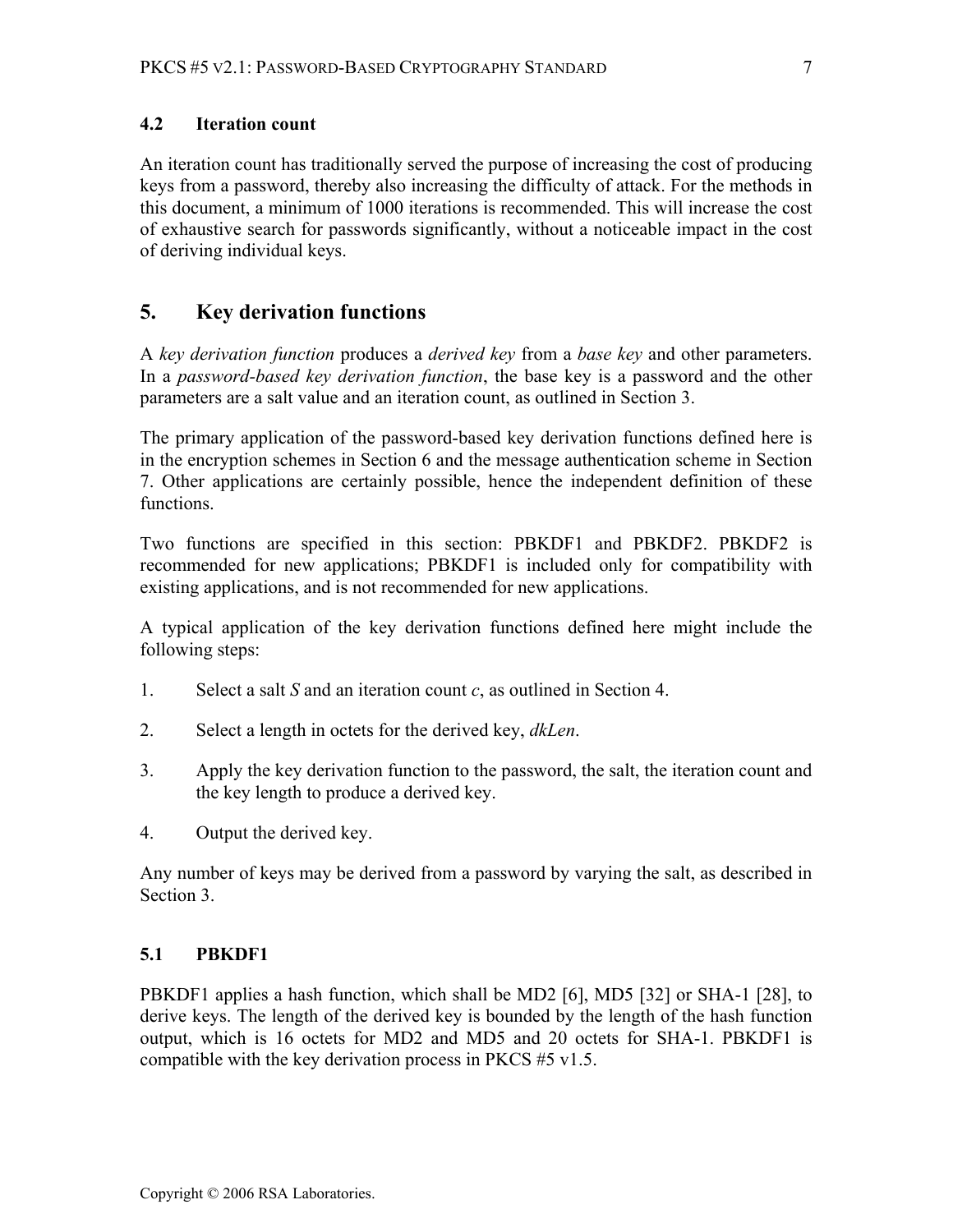### 4.2 Iteration count

An iteration count has traditionally served the purpose of increasing the cost of producing keys from a password, thereby also increasing the difficulty of attack. For the methods in this document, a minimum of 1000 iterations is recommended. This will increase the cost of exhaustive search for passwords significantly, without a noticeable impact in the cost of deriving individual keys.

## 5. Key derivation functions

A *key derivation function* produces a *derived key* from a *base key* and other parameters. In a *password-based key derivation function*, the base key is a password and the other parameters are a salt value and an iteration count, as outlined in Section 3.

The primary application of the password-based key derivation functions defined here is in the encryption schemes in Section 6 and the message authentication scheme in Section 7. Other applications are certainly possible, hence the independent definition of these functions.

Two functions are specified in this section: PBKDF1 and PBKDF2. PBKDF2 is recommended for new applications; PBKDF1 is included only for compatibility with existing applications, and is not recommended for new applications.

A typical application of the key derivation functions defined here might include the following steps:

1. Select a salt $S$ and an iteration count $c$, as outlined in Section 4.

2. Select a length in octets for the derived key, *dkLen*.

3. Apply the key derivation function to the password, the salt, the iteration count and the key length to produce a derived key.

4. Output the derived key.

Any number of keys may be derived from a password by varying the salt, as described in Section 3.

### 5.1 PBKDF1

PBKDF1 applies a hash function, which shall be MD2 [6], MD5 [32] or SHA-1 [28], to derive keys. The length of the derived key is bounded by the length of the hash function output, which is 16 octets for MD2 and MD5 and 20 octets for SHA-1. PBKDF1 is compatible with the key derivation process in PKCS #5 v1.5.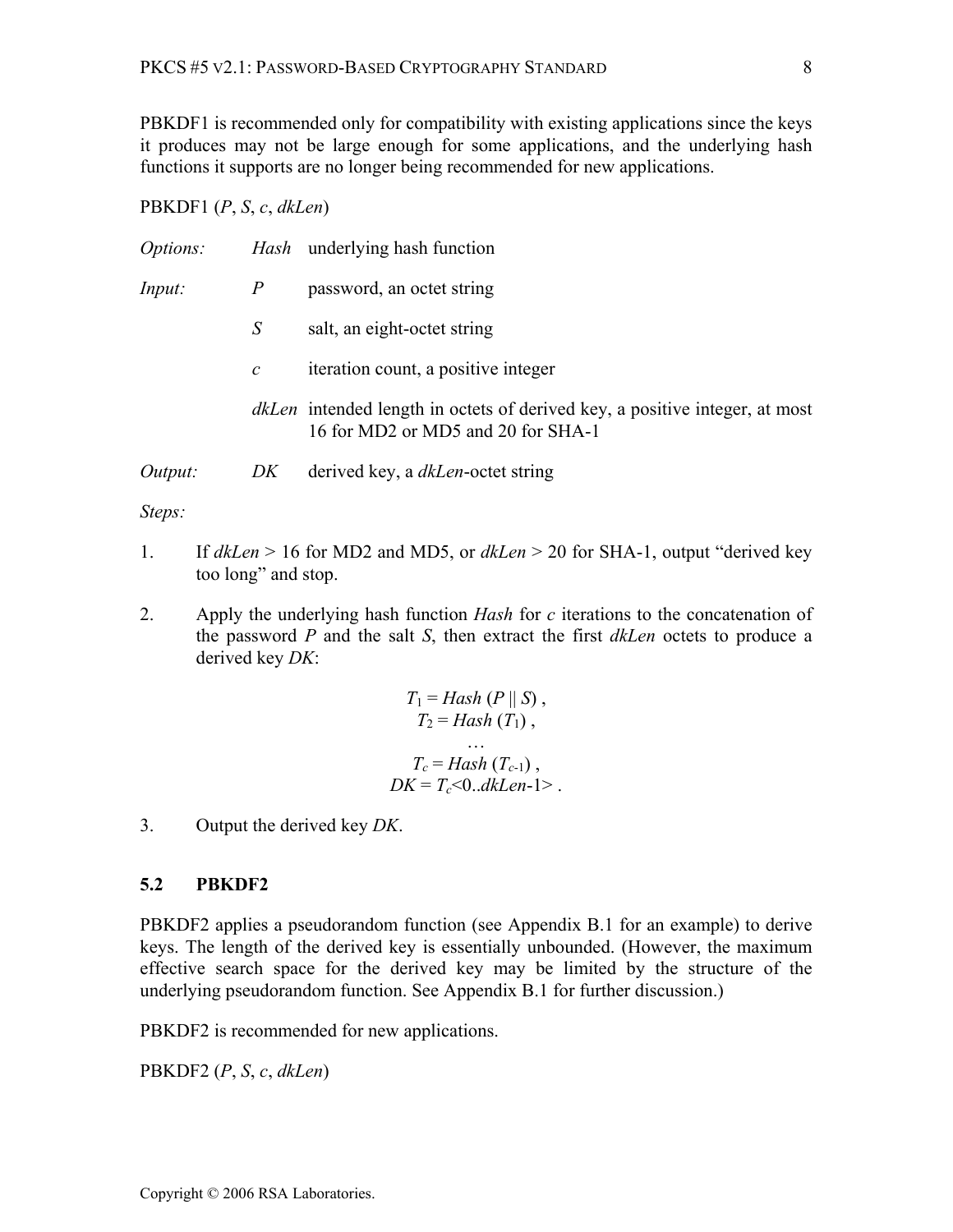PBKDF1 is recommended only for compatibility with existing applications since the keys it produces may not be large enough for some applications, and the underlying hash functions it supports are no longer being recommended for new applications.

PBKDF1 (*P*, *S*, *c*, *dkLen*)

| | | |
|---|---|---|
| *Options:* | *Hash* | underlying hash function |
| *Input:* | *P* | password, an octet string |
| | *S* | salt, an eight-octet string |
| | *c* | iteration count, a positive integer |
| | *dkLen* | intended length in octets of derived key, a positive integer, at most 16 for MD2 or MD5 and 20 for SHA-1 |
| *Output:* | *DK* | derived key, a *dkLen*-octet string |

*Steps:*

1. If *dkLen* > 16 for MD2 and MD5, or *dkLen* > 20 for SHA-1, output "derived key too long" and stop.

2. Apply the underlying hash function *Hash* for *c* iterations to the concatenation of the password *P* and the salt *S*, then extract the first *dkLen* octets to produce a derived key *DK*:

$$
\begin{gathered}
T_1 = Hash\,(P \,||\, S)\,, \\
T_2 = Hash\,(T_1)\,, \\
\ldots \\
T_c = Hash\,(T_{c-1})\,, \\
DK = T_c\langle 0..dkLen-1 \rangle\,.
\end{gathered}
$$

3. Output the derived key *DK*.

### 5.2 PBKDF2

PBKDF2 applies a pseudorandom function (see Appendix B.1 for an example) to derive keys. The length of the derived key is essentially unbounded. (However, the maximum effective search space for the derived key may be limited by the structure of the underlying pseudorandom function. See Appendix B.1 for further discussion.)

PBKDF2 is recommended for new applications.

PBKDF2 (*P*, *S*, *c*, *dkLen*)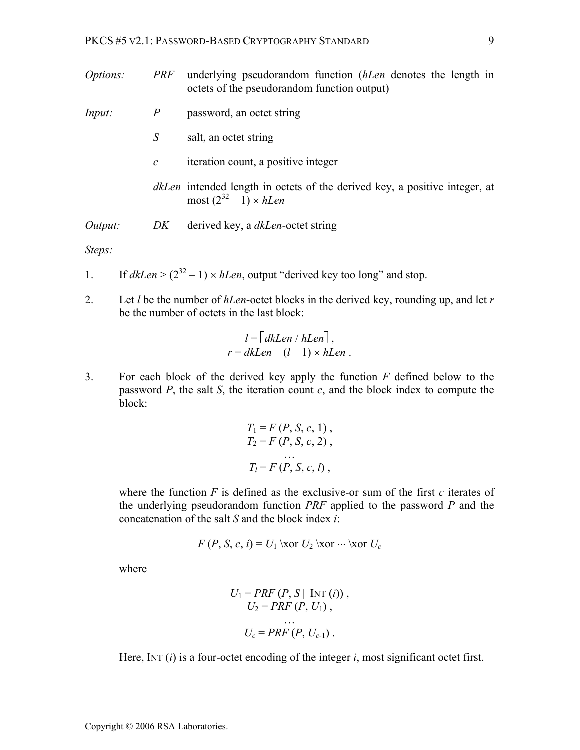*Options:* *PRF* underlying pseudorandom function (*hLen* denotes the length in octets of the pseudorandom function output)

*Input:* *P* password, an octet string

*S* salt, an octet string

*c* iteration count, a positive integer

*dkLen* intended length in octets of the derived key, a positive integer, at most $(2^{32} - 1) \times hLen$

*Output:* *DK* derived key, a *dkLen*-octet string

*Steps:*

1. If $dkLen > (2^{32} - 1) \times hLen$, output "derived key too long" and stop.

2. Let $l$ be the number of *hLen*-octet blocks in the derived key, rounding up, and let $r$ be the number of octets in the last block:

$$l = \lceil dkLen \,/\, hLen \rceil ,$$
$$r = dkLen - (l - 1) \times hLen .$$

3. For each block of the derived key apply the function $F$ defined below to the password $P$, the salt $S$, the iteration count $c$, and the block index to compute the block:

$$T_1 = F(P, S, c, 1) ,$$
$$T_2 = F(P, S, c, 2) ,$$
$$\ldots$$
$$T_l = F(P, S, c, l) ,$$

where the function $F$ is defined as the exclusive-or sum of the first $c$ iterates of the underlying pseudorandom function *PRF* applied to the password $P$ and the concatenation of the salt $S$ and the block index $i$:

$$F(P, S, c, i) = U_1 \oplus U_2 \oplus \cdots \oplus U_c$$

where

$$U_1 = PRF(P, S \,||\, \mathrm{INT}(i)) ,$$
$$U_2 = PRF(P, U_1) ,$$
$$\ldots$$
$$U_c = PRF(P, U_{c-1}) .$$

Here, $\mathrm{INT}(i)$ is a four-octet encoding of the integer $i$, most significant octet first.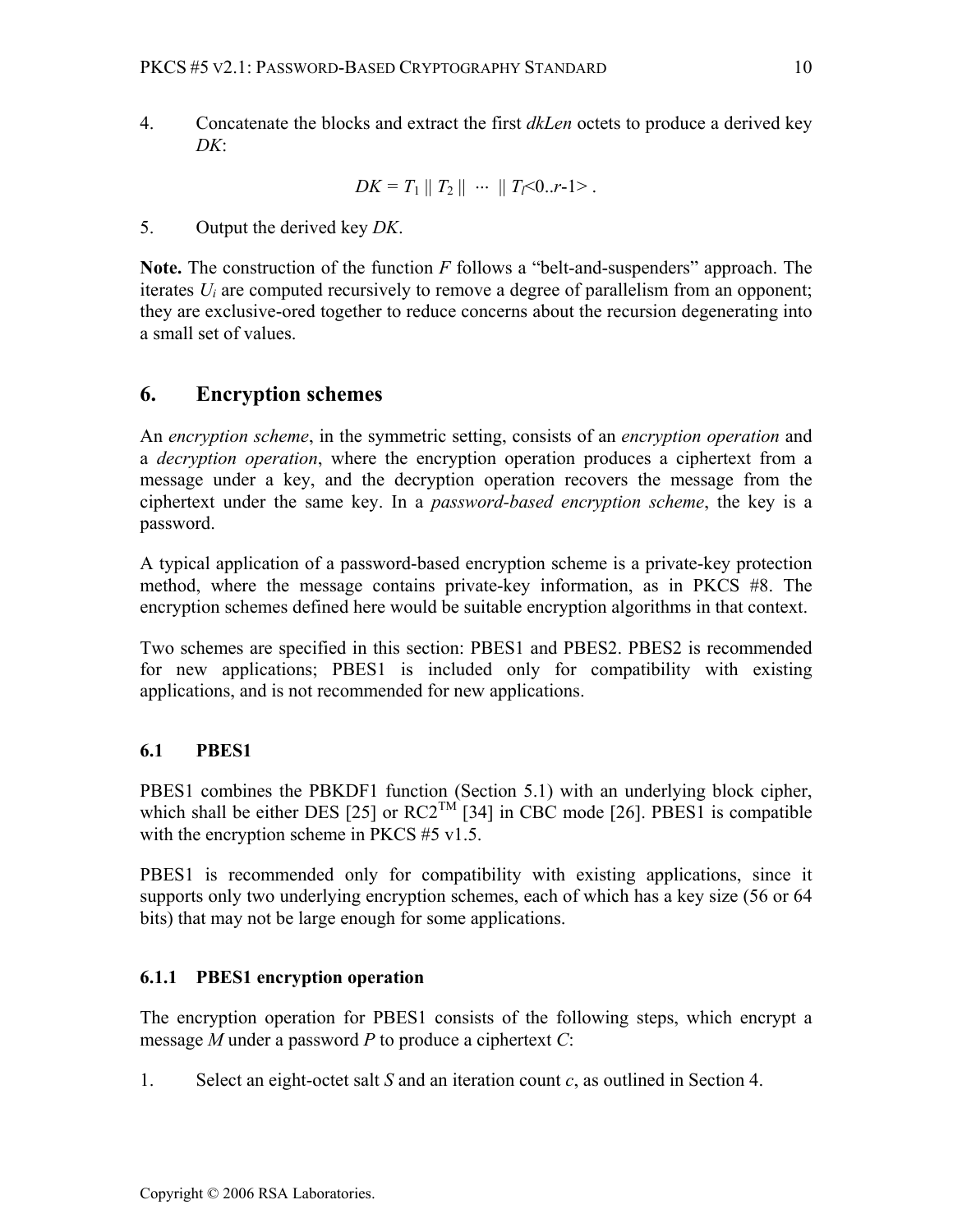4. Concatenate the blocks and extract the first *dkLen* octets to produce a derived key *DK*:

$$DK = T_1 \mathbin{\|} T_2 \mathbin{\|} \cdots \mathbin{\|} T_l<0..r\text{-}1> .$$

5. Output the derived key *DK*.

**Note.** The construction of the function *F* follows a "belt-and-suspenders" approach. The iterates $U_i$ are computed recursively to remove a degree of parallelism from an opponent; they are exclusive-ored together to reduce concerns about the recursion degenerating into a small set of values.

# 6. Encryption schemes

An *encryption scheme*, in the symmetric setting, consists of an *encryption operation* and a *decryption operation*, where the encryption operation produces a ciphertext from a message under a key, and the decryption operation recovers the message from the ciphertext under the same key. In a *password-based encryption scheme*, the key is a password.

A typical application of a password-based encryption scheme is a private-key protection method, where the message contains private-key information, as in PKCS #8. The encryption schemes defined here would be suitable encryption algorithms in that context.

Two schemes are specified in this section: PBES1 and PBES2. PBES2 is recommended for new applications; PBES1 is included only for compatibility with existing applications, and is not recommended for new applications.

## 6.1 PBES1

PBES1 combines the PBKDF1 function (Section 5.1) with an underlying block cipher, which shall be either DES [25] or RC2™ [34] in CBC mode [26]. PBES1 is compatible with the encryption scheme in PKCS #5 v1.5.

PBES1 is recommended only for compatibility with existing applications, since it supports only two underlying encryption schemes, each of which has a key size (56 or 64 bits) that may not be large enough for some applications.

### 6.1.1 PBES1 encryption operation

The encryption operation for PBES1 consists of the following steps, which encrypt a message *M* under a password *P* to produce a ciphertext *C*:

1. Select an eight-octet salt *S* and an iteration count *c*, as outlined in Section 4.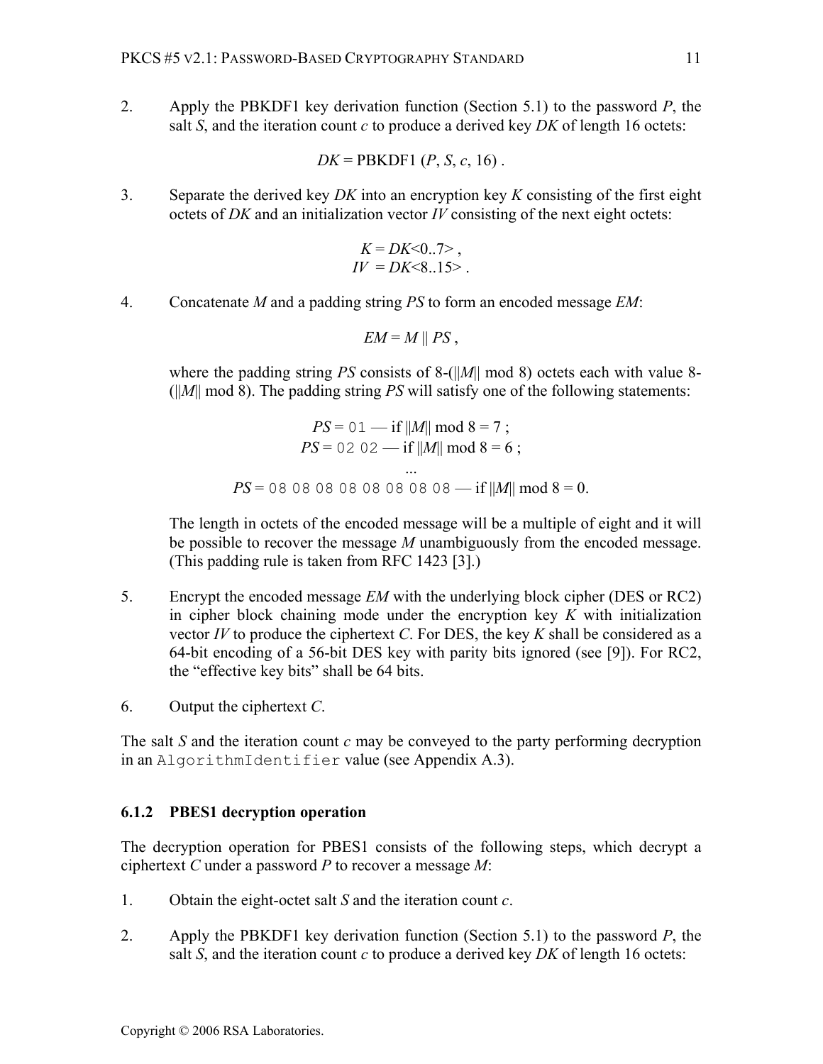2. Apply the PBKDF1 key derivation function (Section 5.1) to the password *P*, the salt *S*, and the iteration count *c* to produce a derived key *DK* of length 16 octets:

$$DK = \text{PBKDF1}(P, S, c, 16) .$$

3. Separate the derived key *DK* into an encryption key *K* consisting of the first eight octets of *DK* and an initialization vector *IV* consisting of the next eight octets:

$$K = DK\langle 0..7\rangle ,$$
$$IV = DK\langle 8..15\rangle .$$

4. Concatenate *M* and a padding string *PS* to form an encoded message *EM*:

$$EM = M \,||\, PS ,$$

   where the padding string *PS* consists of 8-(||*M*|| mod 8) octets each with value 8-(||*M*|| mod 8). The padding string *PS* will satisfy one of the following statements:

   *PS* = `01` — if ||*M*|| mod 8 = 7 ;
   *PS* = `02 02` — if ||*M*|| mod 8 = 6 ;
   ...
   *PS* = `08 08 08 08 08 08 08 08` — if ||*M*|| mod 8 = 0.

   The length in octets of the encoded message will be a multiple of eight and it will be possible to recover the message *M* unambiguously from the encoded message. (This padding rule is taken from RFC 1423 [3].)

5. Encrypt the encoded message *EM* with the underlying block cipher (DES or RC2) in cipher block chaining mode under the encryption key *K* with initialization vector *IV* to produce the ciphertext *C*. For DES, the key *K* shall be considered as a 64-bit encoding of a 56-bit DES key with parity bits ignored (see [9]). For RC2, the "effective key bits" shall be 64 bits.

6. Output the ciphertext *C*.

The salt *S* and the iteration count *c* may be conveyed to the party performing decryption in an `AlgorithmIdentifier` value (see Appendix A.3).

### 6.1.2 PBES1 decryption operation

The decryption operation for PBES1 consists of the following steps, which decrypt a ciphertext *C* under a password *P* to recover a message *M*:

1. Obtain the eight-octet salt *S* and the iteration count *c*.

2. Apply the PBKDF1 key derivation function (Section 5.1) to the password *P*, the salt *S*, and the iteration count *c* to produce a derived key *DK* of length 16 octets: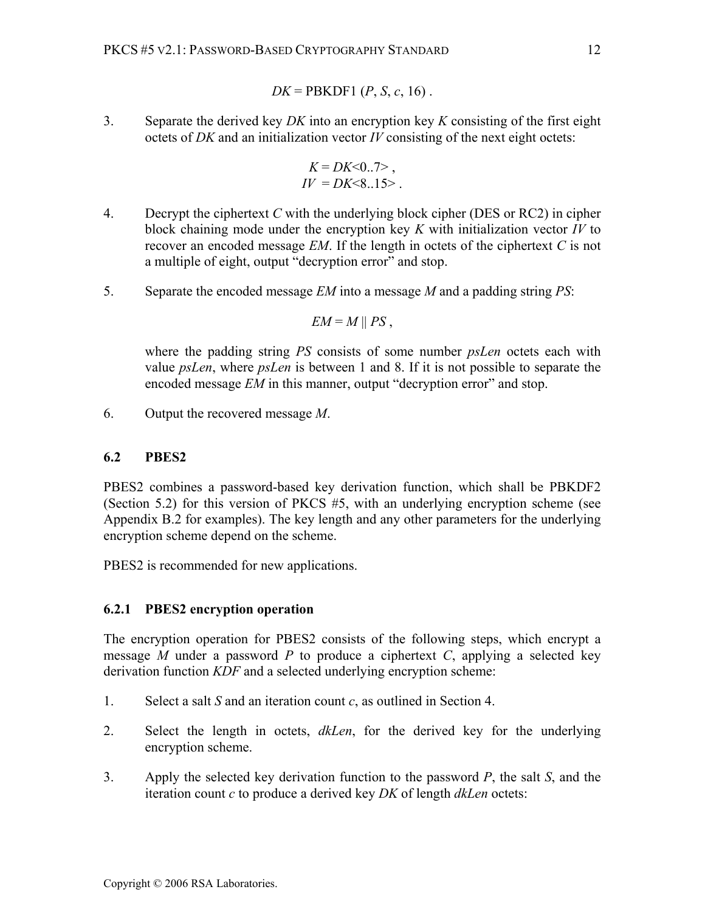$$DK = \text{PBKDF1}(P, S, c, 16) .$$

3. Separate the derived key *DK* into an encryption key *K* consisting of the first eight octets of *DK* and an initialization vector *IV* consisting of the next eight octets:

$$K = DK\langle 0..7 \rangle ,$$
$$IV = DK\langle 8..15 \rangle .$$

4. Decrypt the ciphertext *C* with the underlying block cipher (DES or RC2) in cipher block chaining mode under the encryption key *K* with initialization vector *IV* to recover an encoded message *EM*. If the length in octets of the ciphertext *C* is not a multiple of eight, output "decryption error" and stop.

5. Separate the encoded message *EM* into a message *M* and a padding string *PS*:

$$EM = M \,||\, PS ,$$

   where the padding string *PS* consists of some number *psLen* octets each with value *psLen*, where *psLen* is between 1 and 8. If it is not possible to separate the encoded message *EM* in this manner, output "decryption error" and stop.

6. Output the recovered message *M*.

### 6.2 PBES2

PBES2 combines a password-based key derivation function, which shall be PBKDF2 (Section 5.2) for this version of PKCS #5, with an underlying encryption scheme (see Appendix B.2 for examples). The key length and any other parameters for the underlying encryption scheme depend on the scheme.

PBES2 is recommended for new applications.

#### 6.2.1 PBES2 encryption operation

The encryption operation for PBES2 consists of the following steps, which encrypt a message *M* under a password *P* to produce a ciphertext *C*, applying a selected key derivation function *KDF* and a selected underlying encryption scheme:

1. Select a salt *S* and an iteration count *c*, as outlined in Section 4.

2. Select the length in octets, *dkLen*, for the derived key for the underlying encryption scheme.

3. Apply the selected key derivation function to the password *P*, the salt *S*, and the iteration count *c* to produce a derived key *DK* of length *dkLen* octets: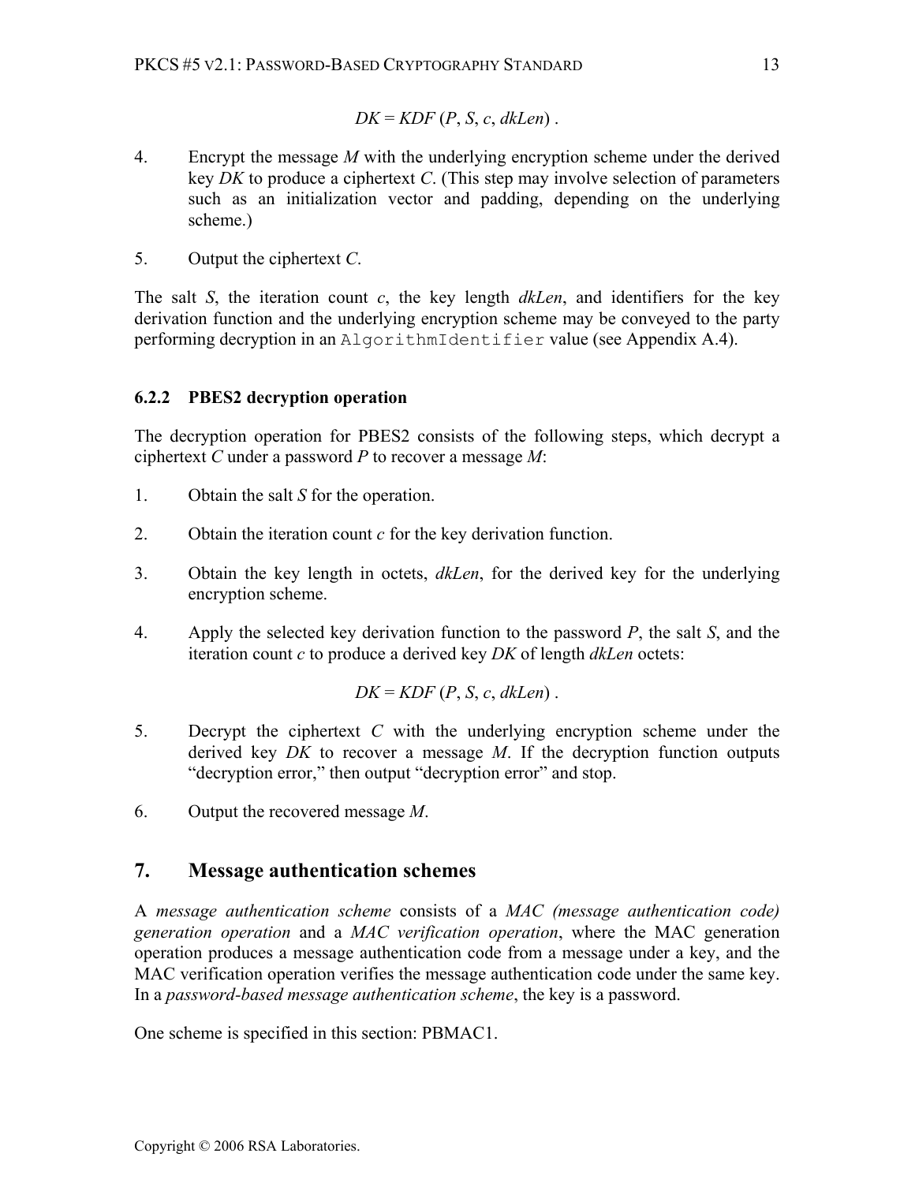$$DK = KDF\ (P, S, c, dkLen)\ .$$

4. Encrypt the message $M$ with the underlying encryption scheme under the derived key $DK$ to produce a ciphertext $C$. (This step may involve selection of parameters such as an initialization vector and padding, depending on the underlying scheme.)

5. Output the ciphertext $C$.

The salt $S$, the iteration count $c$, the key length $dkLen$, and identifiers for the key derivation function and the underlying encryption scheme may be conveyed to the party performing decryption in an `AlgorithmIdentifier` value (see Appendix A.4).

### 6.2.2 PBES2 decryption operation

The decryption operation for PBES2 consists of the following steps, which decrypt a ciphertext $C$ under a password $P$ to recover a message $M$:

1. Obtain the salt $S$ for the operation.

2. Obtain the iteration count $c$ for the key derivation function.

3. Obtain the key length in octets, $dkLen$, for the derived key for the underlying encryption scheme.

4. Apply the selected key derivation function to the password $P$, the salt $S$, and the iteration count $c$ to produce a derived key $DK$ of length $dkLen$ octets:

$$DK = KDF\ (P, S, c, dkLen)\ .$$

5. Decrypt the ciphertext $C$ with the underlying encryption scheme under the derived key $DK$ to recover a message $M$. If the decryption function outputs "decryption error," then output "decryption error" and stop.

6. Output the recovered message $M$.

## 7. Message authentication schemes

A *message authentication scheme* consists of a *MAC (message authentication code) generation operation* and a *MAC verification operation*, where the MAC generation operation produces a message authentication code from a message under a key, and the MAC verification operation verifies the message authentication code under the same key. In a *password-based message authentication scheme*, the key is a password.

One scheme is specified in this section: PBMAC1.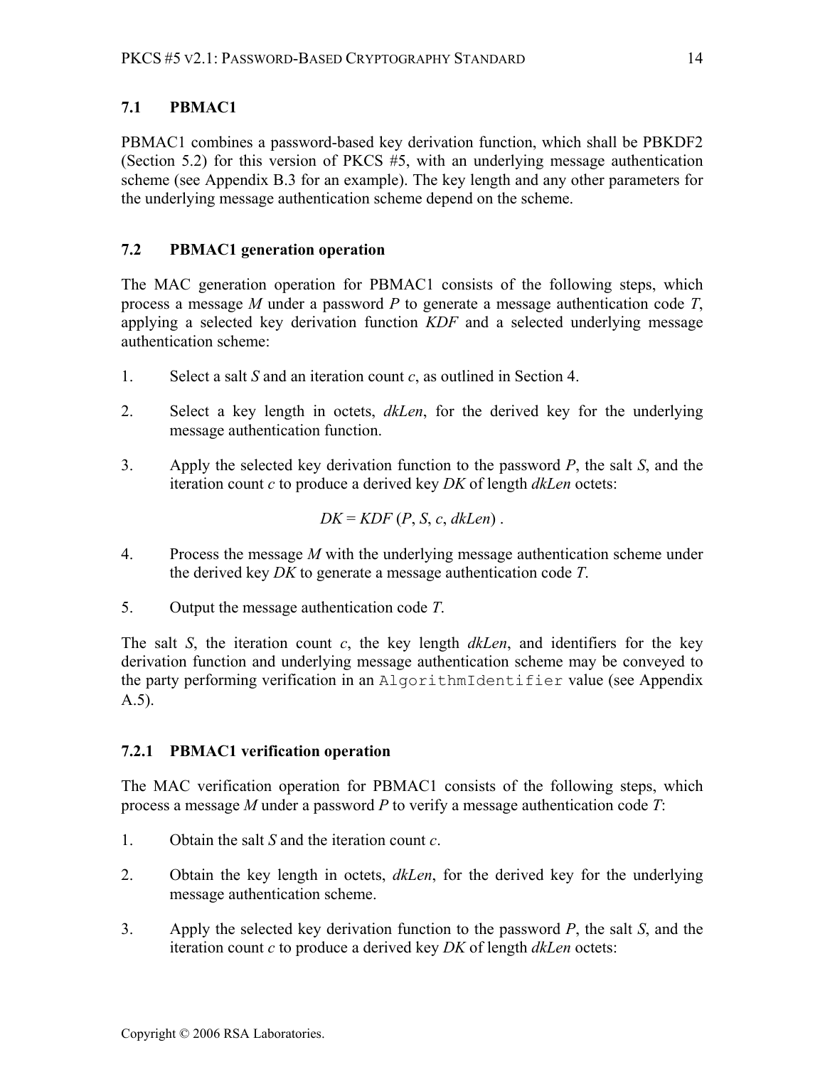## 7.1 PBMAC1

PBMAC1 combines a password-based key derivation function, which shall be PBKDF2 (Section 5.2) for this version of PKCS #5, with an underlying message authentication scheme (see Appendix B.3 for an example). The key length and any other parameters for the underlying message authentication scheme depend on the scheme.

## 7.2 PBMAC1 generation operation

The MAC generation operation for PBMAC1 consists of the following steps, which process a message $M$ under a password $P$ to generate a message authentication code $T$, applying a selected key derivation function $KDF$ and a selected underlying message authentication scheme:

1. Select a salt $S$ and an iteration count $c$, as outlined in Section 4.

2. Select a key length in octets, $dkLen$, for the derived key for the underlying message authentication function.

3. Apply the selected key derivation function to the password $P$, the salt $S$, and the iteration count $c$ to produce a derived key $DK$ of length $dkLen$ octets:

$$DK = KDF\ (P, S, c, dkLen)\ .$$

4. Process the message $M$ with the underlying message authentication scheme under the derived key $DK$ to generate a message authentication code $T$.

5. Output the message authentication code $T$.

The salt $S$, the iteration count $c$, the key length $dkLen$, and identifiers for the key derivation function and underlying message authentication scheme may be conveyed to the party performing verification in an `AlgorithmIdentifier` value (see Appendix A.5).

### 7.2.1 PBMAC1 verification operation

The MAC verification operation for PBMAC1 consists of the following steps, which process a message $M$ under a password $P$ to verify a message authentication code $T$:

1. Obtain the salt $S$ and the iteration count $c$.

2. Obtain the key length in octets, $dkLen$, for the derived key for the underlying message authentication scheme.

3. Apply the selected key derivation function to the password $P$, the salt $S$, and the iteration count $c$ to produce a derived key $DK$ of length $dkLen$ octets: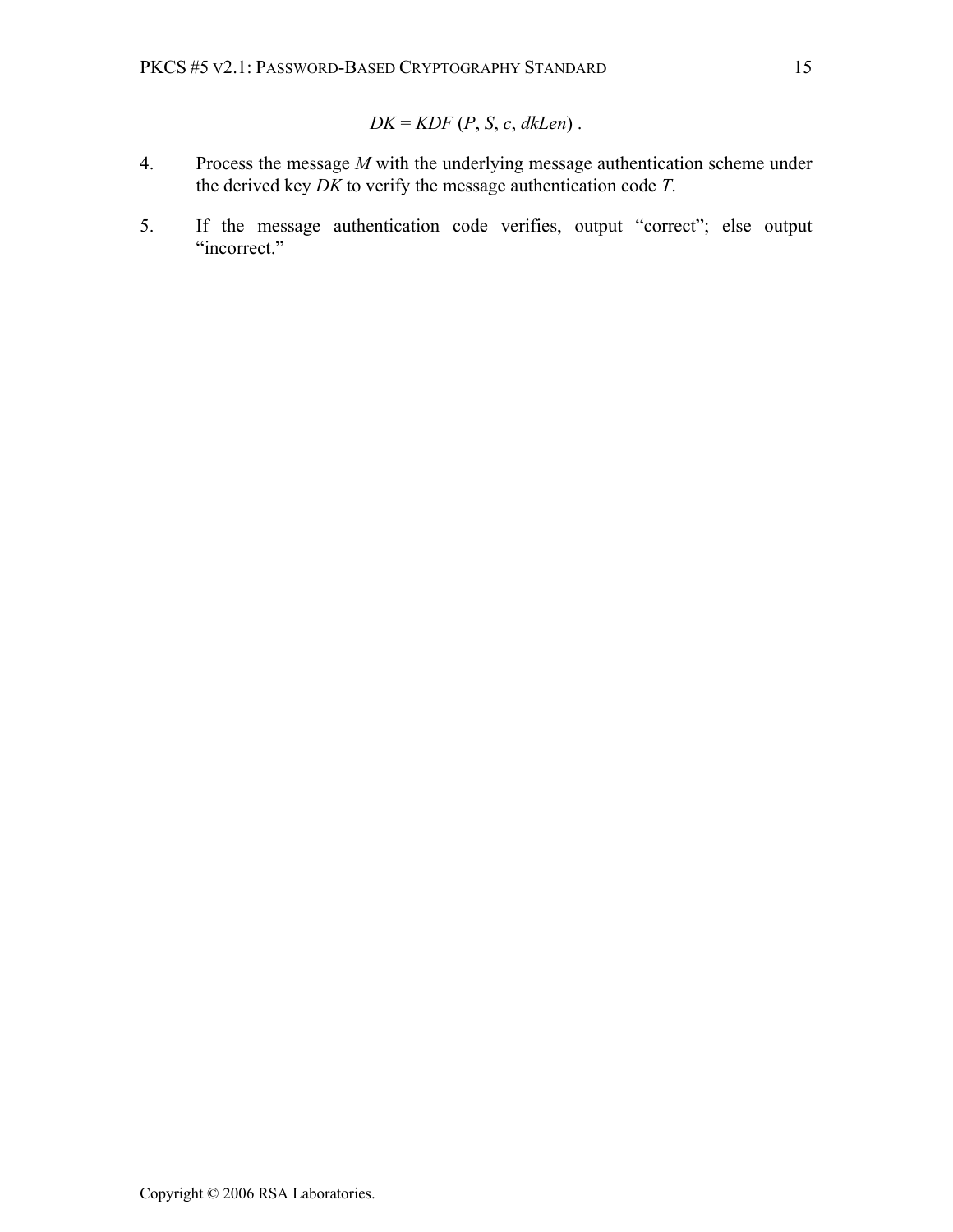$$DK = KDF\,(P, S, c, dkLen)\ .$$

4. Process the message $M$ with the underlying message authentication scheme under the derived key $DK$ to verify the message authentication code $T$.

5. If the message authentication code verifies, output "correct"; else output "incorrect."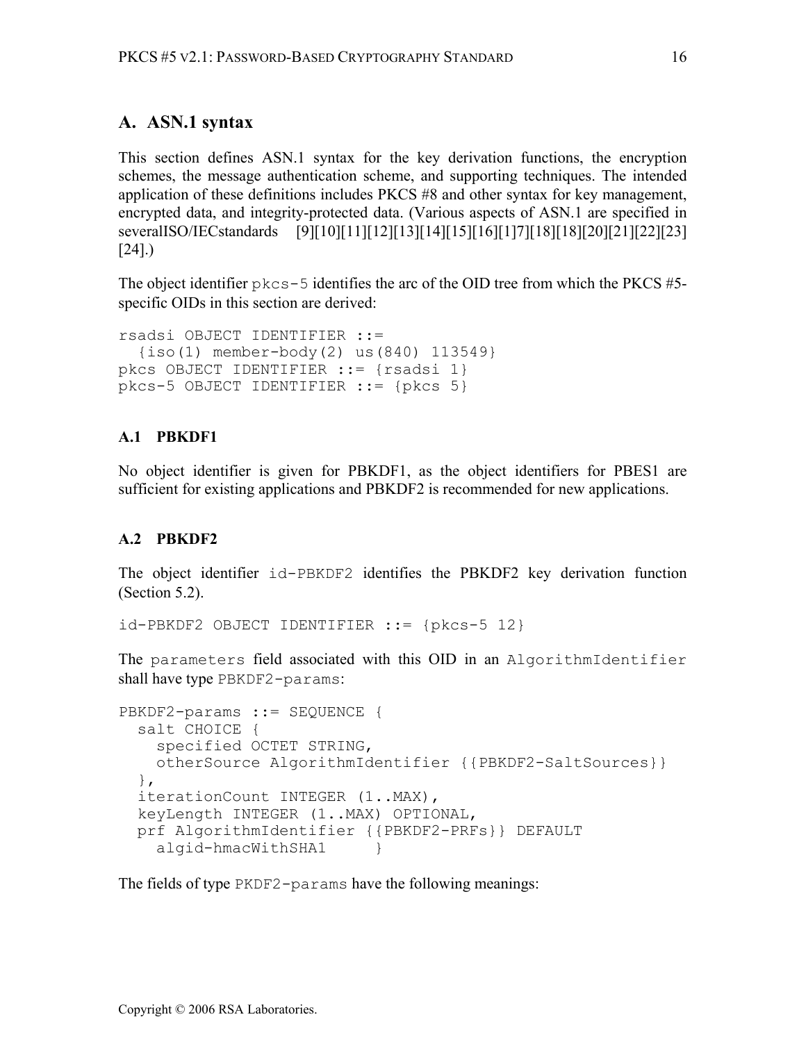## A. ASN.1 syntax

This section defines ASN.1 syntax for the key derivation functions, the encryption schemes, the message authentication scheme, and supporting techniques. The intended application of these definitions includes PKCS #8 and other syntax for key management, encrypted data, and integrity-protected data. (Various aspects of ASN.1 are specified in severalISO/IECstandards [9][10][11][12][13][14][15][16][1]7][18][18][20][21][22][23][24].)

The object identifier `pkcs-5` identifies the arc of the OID tree from which the PKCS #5-specific OIDs in this section are derived:

```
rsadsi OBJECT IDENTIFIER ::=
  {iso(1) member-body(2) us(840) 113549}
pkcs OBJECT IDENTIFIER ::= {rsadsi 1}
pkcs-5 OBJECT IDENTIFIER ::= {pkcs 5}
```

### A.1 PBKDF1

No object identifier is given for PBKDF1, as the object identifiers for PBES1 are sufficient for existing applications and PBKDF2 is recommended for new applications.

### A.2 PBKDF2

The object identifier `id-PBKDF2` identifies the PBKDF2 key derivation function (Section 5.2).

```
id-PBKDF2 OBJECT IDENTIFIER ::= {pkcs-5 12}
```

The `parameters` field associated with this OID in an `AlgorithmIdentifier` shall have type `PBKDF2-params`:

```
PBKDF2-params ::= SEQUENCE {
  salt CHOICE {
    specified OCTET STRING,
    otherSource AlgorithmIdentifier {{PBKDF2-SaltSources}}
  },
  iterationCount INTEGER (1..MAX),
  keyLength INTEGER (1..MAX) OPTIONAL,
  prf AlgorithmIdentifier {{PBKDF2-PRFs}} DEFAULT
    algid-hmacWithSHA1     }
```

The fields of type `PKDF2-params` have the following meanings: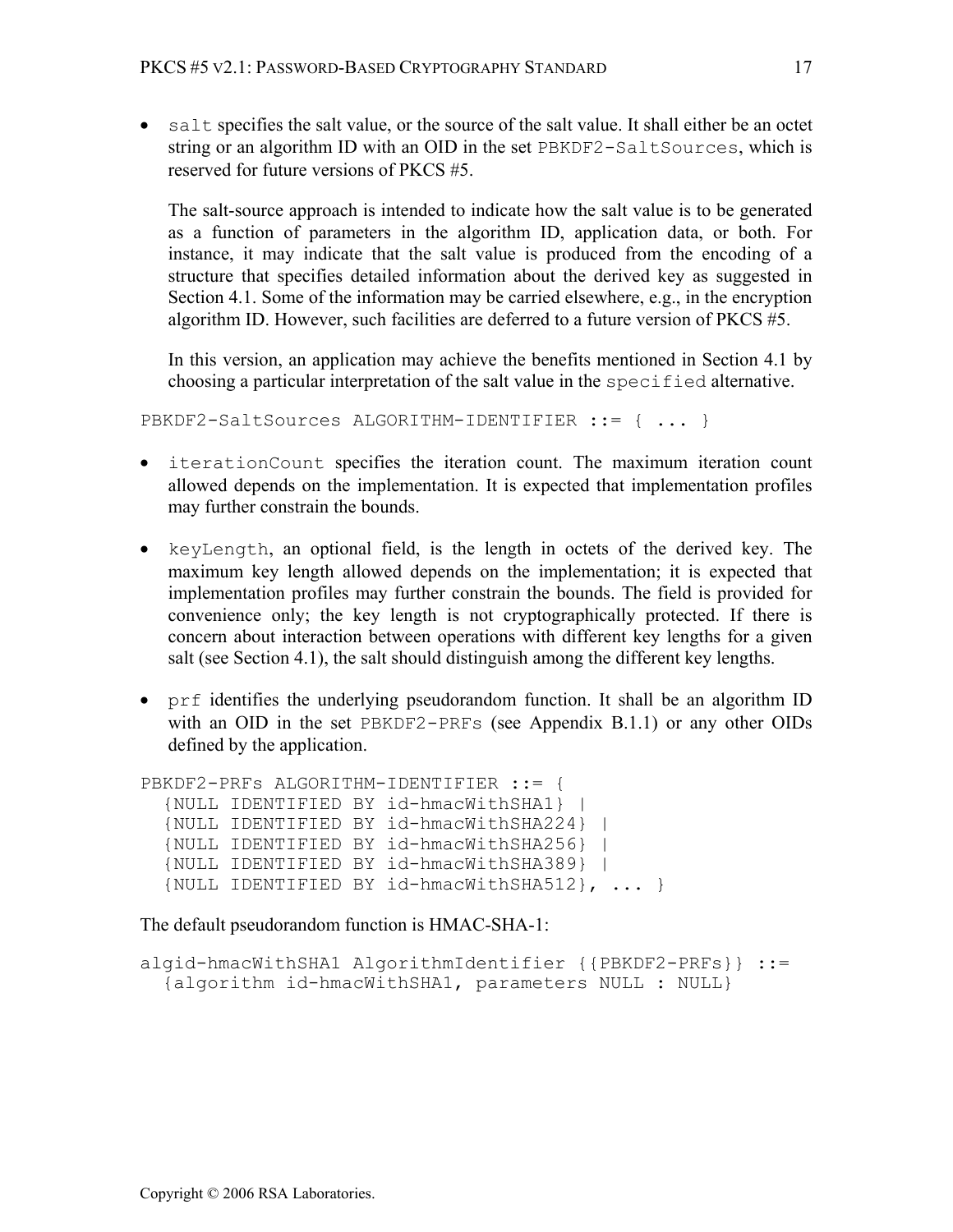- `salt` specifies the salt value, or the source of the salt value. It shall either be an octet string or an algorithm ID with an OID in the set `PBKDF2-SaltSources`, which is reserved for future versions of PKCS #5.

  The salt-source approach is intended to indicate how the salt value is to be generated as a function of parameters in the algorithm ID, application data, or both. For instance, it may indicate that the salt value is produced from the encoding of a structure that specifies detailed information about the derived key as suggested in Section 4.1. Some of the information may be carried elsewhere, e.g., in the encryption algorithm ID. However, such facilities are deferred to a future version of PKCS #5.

  In this version, an application may achieve the benefits mentioned in Section 4.1 by choosing a particular interpretation of the salt value in the `specified` alternative.

```
PBKDF2-SaltSources ALGORITHM-IDENTIFIER ::= { ... }
```

- `iterationCount` specifies the iteration count. The maximum iteration count allowed depends on the implementation. It is expected that implementation profiles may further constrain the bounds.

- `keyLength`, an optional field, is the length in octets of the derived key. The maximum key length allowed depends on the implementation; it is expected that implementation profiles may further constrain the bounds. The field is provided for convenience only; the key length is not cryptographically protected. If there is concern about interaction between operations with different key lengths for a given salt (see Section 4.1), the salt should distinguish among the different key lengths.

- `prf` identifies the underlying pseudorandom function. It shall be an algorithm ID with an OID in the set `PBKDF2-PRFs` (see Appendix B.1.1) or any other OIDs defined by the application.

```
PBKDF2-PRFs ALGORITHM-IDENTIFIER ::= {
  {NULL IDENTIFIED BY id-hmacWithSHA1} |
  {NULL IDENTIFIED BY id-hmacWithSHA224} |
  {NULL IDENTIFIED BY id-hmacWithSHA256} |
  {NULL IDENTIFIED BY id-hmacWithSHA389} |
  {NULL IDENTIFIED BY id-hmacWithSHA512}, ... }
```

The default pseudorandom function is HMAC-SHA-1:

```
algid-hmacWithSHA1 AlgorithmIdentifier {{PBKDF2-PRFs}} ::=
  {algorithm id-hmacWithSHA1, parameters NULL : NULL}
```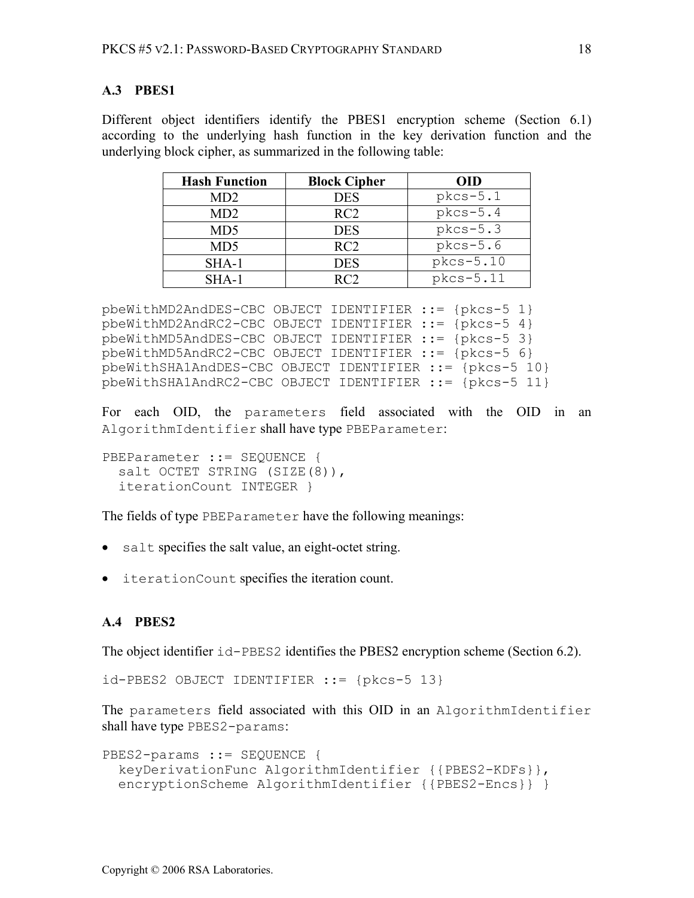### A.3 PBES1

Different object identifiers identify the PBES1 encryption scheme (Section 6.1) according to the underlying hash function in the key derivation function and the underlying block cipher, as summarized in the following table:

| Hash Function | Block Cipher | OID |
|---|---|---|
| MD2 | DES | `pkcs-5.1` |
| MD2 | RC2 | `pkcs-5.4` |
| MD5 | DES | `pkcs-5.3` |
| MD5 | RC2 | `pkcs-5.6` |
| SHA-1 | DES | `pkcs-5.10` |
| SHA-1 | RC2 | `pkcs-5.11` |

```
pbeWithMD2AndDES-CBC OBJECT IDENTIFIER ::= {pkcs-5 1}
pbeWithMD2AndRC2-CBC OBJECT IDENTIFIER ::= {pkcs-5 4}
pbeWithMD5AndDES-CBC OBJECT IDENTIFIER ::= {pkcs-5 3}
pbeWithMD5AndRC2-CBC OBJECT IDENTIFIER ::= {pkcs-5 6}
pbeWithSHA1AndDES-CBC OBJECT IDENTIFIER ::= {pkcs-5 10}
pbeWithSHA1AndRC2-CBC OBJECT IDENTIFIER ::= {pkcs-5 11}
```

For each OID, the `parameters` field associated with the OID in an `AlgorithmIdentifier` shall have type `PBEParameter`:

```
PBEParameter ::= SEQUENCE {
  salt OCTET STRING (SIZE(8)),
  iterationCount INTEGER }
```

The fields of type `PBEParameter` have the following meanings:

- `salt` specifies the salt value, an eight-octet string.
- `iterationCount` specifies the iteration count.

### A.4 PBES2

The object identifier `id-PBES2` identifies the PBES2 encryption scheme (Section 6.2).

```
id-PBES2 OBJECT IDENTIFIER ::= {pkcs-5 13}
```

The `parameters` field associated with this OID in an `AlgorithmIdentifier` shall have type `PBES2-params`:

```
PBES2-params ::= SEQUENCE {
  keyDerivationFunc AlgorithmIdentifier {{PBES2-KDFs}},
  encryptionScheme AlgorithmIdentifier {{PBES2-Encs}} }
```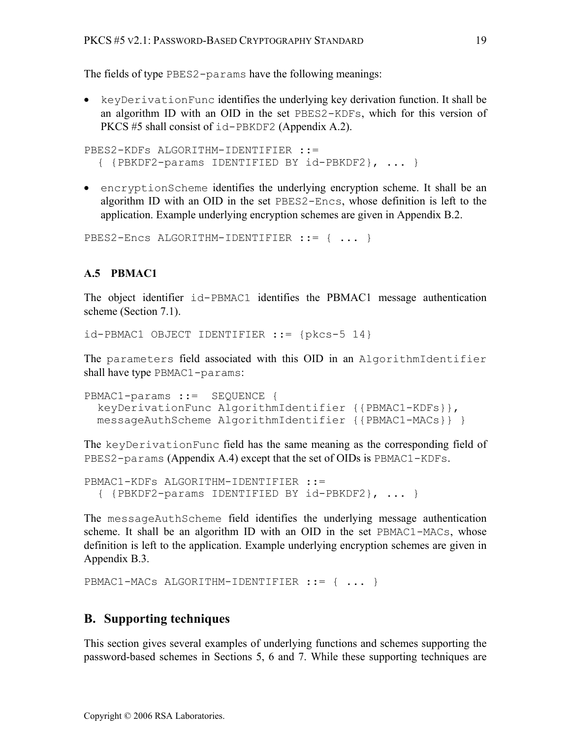The fields of type `PBES2-params` have the following meanings:

- `keyDerivationFunc` identifies the underlying key derivation function. It shall be an algorithm ID with an OID in the set `PBES2-KDFs`, which for this version of PKCS #5 shall consist of `id-PBKDF2` (Appendix A.2).

```
PBES2-KDFs ALGORITHM-IDENTIFIER ::=
  { {PBKDF2-params IDENTIFIED BY id-PBKDF2}, ... }
```

- `encryptionScheme` identifies the underlying encryption scheme. It shall be an algorithm ID with an OID in the set `PBES2-Encs`, whose definition is left to the application. Example underlying encryption schemes are given in Appendix B.2.

```
PBES2-Encs ALGORITHM-IDENTIFIER ::= { ... }
```

### A.5 PBMAC1

The object identifier `id-PBMAC1` identifies the PBMAC1 message authentication scheme (Section 7.1).

```
id-PBMAC1 OBJECT IDENTIFIER ::= {pkcs-5 14}
```

The `parameters` field associated with this OID in an `AlgorithmIdentifier` shall have type `PBMAC1-params`:

```
PBMAC1-params ::=  SEQUENCE {
  keyDerivationFunc AlgorithmIdentifier {{PBMAC1-KDFs}},
  messageAuthScheme AlgorithmIdentifier {{PBMAC1-MACs}} }
```

The `keyDerivationFunc` field has the same meaning as the corresponding field of `PBES2-params` (Appendix A.4) except that the set of OIDs is `PBMAC1-KDFs`.

```
PBMAC1-KDFs ALGORITHM-IDENTIFIER ::=
  { {PBKDF2-params IDENTIFIED BY id-PBKDF2}, ... }
```

The `messageAuthScheme` field identifies the underlying message authentication scheme. It shall be an algorithm ID with an OID in the set `PBMAC1-MACs`, whose definition is left to the application. Example underlying encryption schemes are given in Appendix B.3.

```
PBMAC1-MACs ALGORITHM-IDENTIFIER ::= { ... }
```

## B. Supporting techniques

This section gives several examples of underlying functions and schemes supporting the password-based schemes in Sections 5, 6 and 7. While these supporting techniques are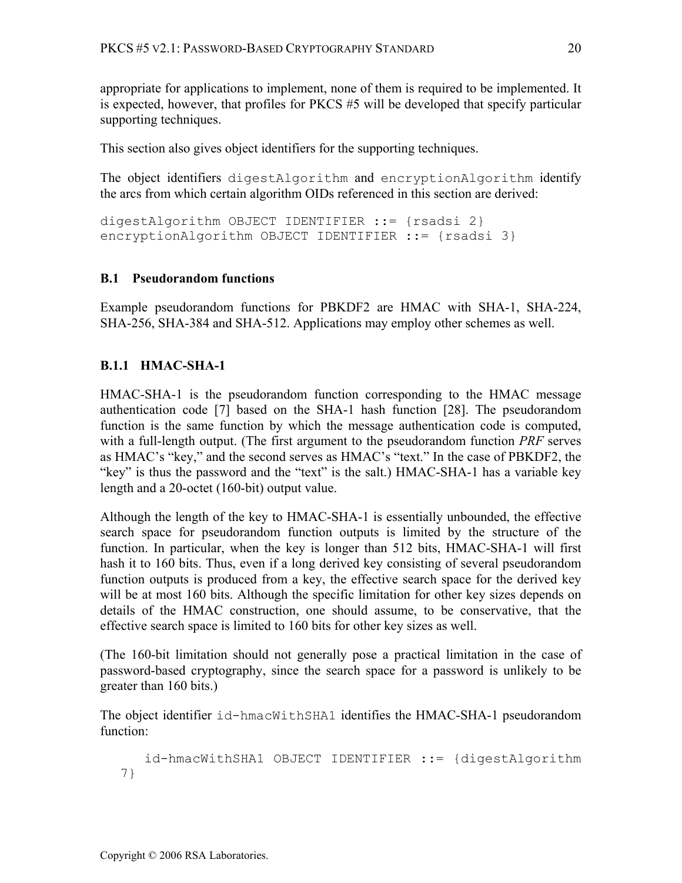appropriate for applications to implement, none of them is required to be implemented. It is expected, however, that profiles for PKCS #5 will be developed that specify particular supporting techniques.

This section also gives object identifiers for the supporting techniques.

The object identifiers `digestAlgorithm` and `encryptionAlgorithm` identify the arcs from which certain algorithm OIDs referenced in this section are derived:

```
digestAlgorithm OBJECT IDENTIFIER ::= {rsadsi 2}
encryptionAlgorithm OBJECT IDENTIFIER ::= {rsadsi 3}
```

### B.1 Pseudorandom functions

Example pseudorandom functions for PBKDF2 are HMAC with SHA-1, SHA-224, SHA-256, SHA-384 and SHA-512. Applications may employ other schemes as well.

#### B.1.1 HMAC-SHA-1

HMAC-SHA-1 is the pseudorandom function corresponding to the HMAC message authentication code [7] based on the SHA-1 hash function [28]. The pseudorandom function is the same function by which the message authentication code is computed, with a full-length output. (The first argument to the pseudorandom function *PRF* serves as HMAC's "key," and the second serves as HMAC's "text." In the case of PBKDF2, the "key" is thus the password and the "text" is the salt.) HMAC-SHA-1 has a variable key length and a 20-octet (160-bit) output value.

Although the length of the key to HMAC-SHA-1 is essentially unbounded, the effective search space for pseudorandom function outputs is limited by the structure of the function. In particular, when the key is longer than 512 bits, HMAC-SHA-1 will first hash it to 160 bits. Thus, even if a long derived key consisting of several pseudorandom function outputs is produced from a key, the effective search space for the derived key will be at most 160 bits. Although the specific limitation for other key sizes depends on details of the HMAC construction, one should assume, to be conservative, that the effective search space is limited to 160 bits for other key sizes as well.

(The 160-bit limitation should not generally pose a practical limitation in the case of password-based cryptography, since the search space for a password is unlikely to be greater than 160 bits.)

The object identifier `id-hmacWithSHA1` identifies the HMAC-SHA-1 pseudorandom function:

```
id-hmacWithSHA1 OBJECT IDENTIFIER ::= {digestAlgorithm 7}
```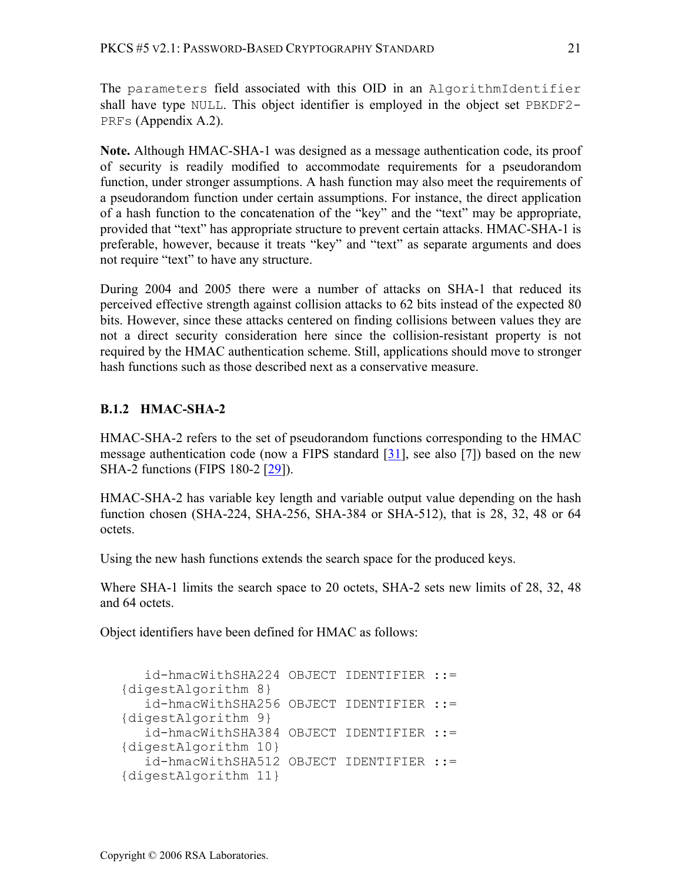The `parameters` field associated with this OID in an `AlgorithmIdentifier` shall have type `NULL`. This object identifier is employed in the object set `PBKDF2-PRFs` (Appendix A.2).

**Note.** Although HMAC-SHA-1 was designed as a message authentication code, its proof of security is readily modified to accommodate requirements for a pseudorandom function, under stronger assumptions. A hash function may also meet the requirements of a pseudorandom function under certain assumptions. For instance, the direct application of a hash function to the concatenation of the "key" and the "text" may be appropriate, provided that "text" has appropriate structure to prevent certain attacks. HMAC-SHA-1 is preferable, however, because it treats "key" and "text" as separate arguments and does not require "text" to have any structure.

During 2004 and 2005 there were a number of attacks on SHA-1 that reduced its perceived effective strength against collision attacks to 62 bits instead of the expected 80 bits. However, since these attacks centered on finding collisions between values they are not a direct security consideration here since the collision-resistant property is not required by the HMAC authentication scheme. Still, applications should move to stronger hash functions such as those described next as a conservative measure.

### B.1.2 HMAC-SHA-2

HMAC-SHA-2 refers to the set of pseudorandom functions corresponding to the HMAC message authentication code (now a FIPS standard [31], see also [7]) based on the new SHA-2 functions (FIPS 180-2 [29]).

HMAC-SHA-2 has variable key length and variable output value depending on the hash function chosen (SHA-224, SHA-256, SHA-384 or SHA-512), that is 28, 32, 48 or 64 octets.

Using the new hash functions extends the search space for the produced keys.

Where SHA-1 limits the search space to 20 octets, SHA-2 sets new limits of 28, 32, 48 and 64 octets.

Object identifiers have been defined for HMAC as follows:

```
   id-hmacWithSHA224 OBJECT IDENTIFIER ::=
{digestAlgorithm 8}
   id-hmacWithSHA256 OBJECT IDENTIFIER ::=
{digestAlgorithm 9}
   id-hmacWithSHA384 OBJECT IDENTIFIER ::=
{digestAlgorithm 10}
   id-hmacWithSHA512 OBJECT IDENTIFIER ::=
{digestAlgorithm 11}
```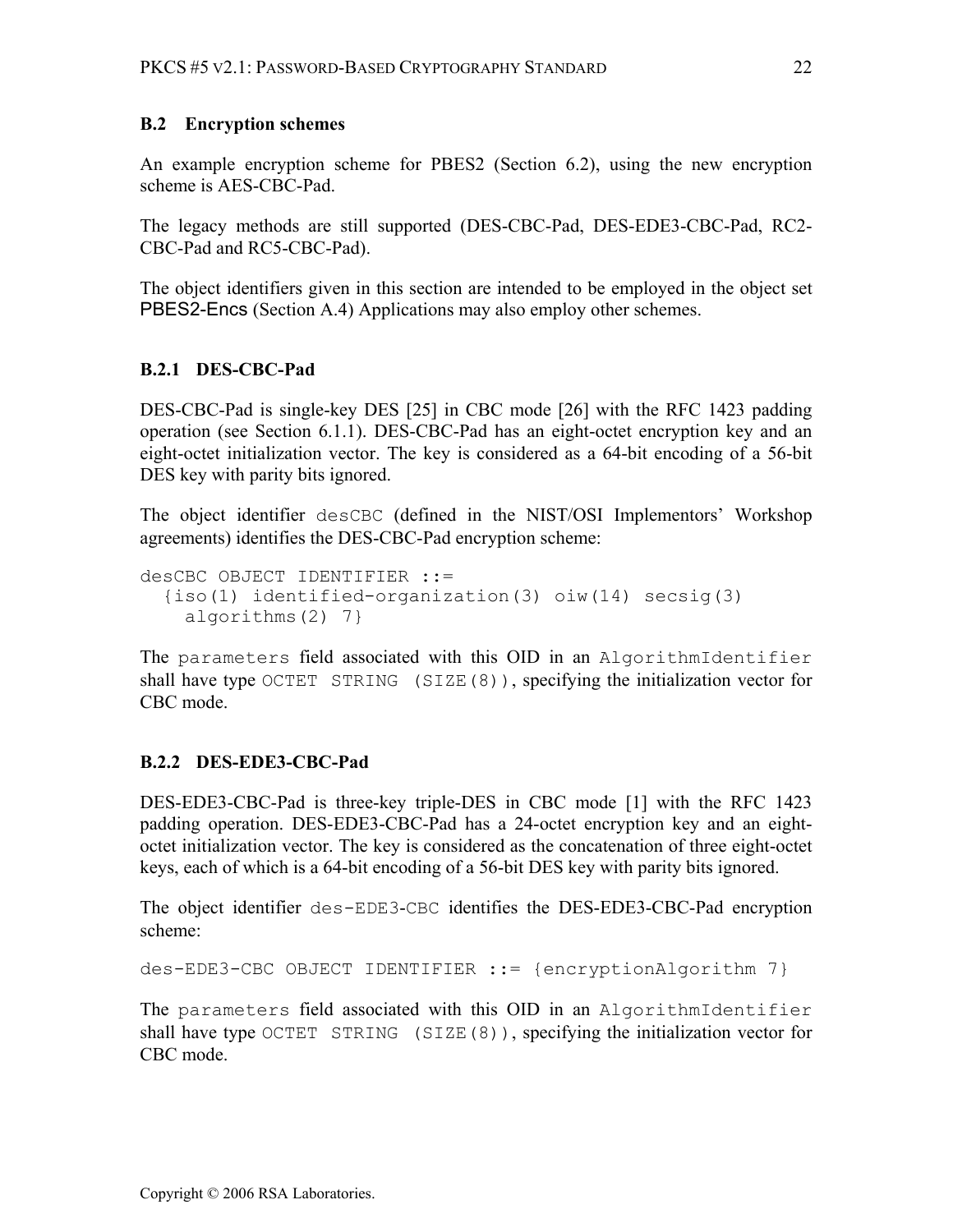## B.2 Encryption schemes

An example encryption scheme for PBES2 (Section 6.2), using the new encryption scheme is AES-CBC-Pad.

The legacy methods are still supported (DES-CBC-Pad, DES-EDE3-CBC-Pad, RC2-CBC-Pad and RC5-CBC-Pad).

The object identifiers given in this section are intended to be employed in the object set PBES2-Encs (Section A.4) Applications may also employ other schemes.

### B.2.1 DES-CBC-Pad

DES-CBC-Pad is single-key DES [25] in CBC mode [26] with the RFC 1423 padding operation (see Section 6.1.1). DES-CBC-Pad has an eight-octet encryption key and an eight-octet initialization vector. The key is considered as a 64-bit encoding of a 56-bit DES key with parity bits ignored.

The object identifier `desCBC` (defined in the NIST/OSI Implementors' Workshop agreements) identifies the DES-CBC-Pad encryption scheme:

```
desCBC OBJECT IDENTIFIER ::=
  {iso(1) identified-organization(3) oiw(14) secsig(3)
    algorithms(2) 7}
```

The `parameters` field associated with this OID in an `AlgorithmIdentifier` shall have type `OCTET STRING (SIZE(8))`, specifying the initialization vector for CBC mode.

### B.2.2 DES-EDE3-CBC-Pad

DES-EDE3-CBC-Pad is three-key triple-DES in CBC mode [1] with the RFC 1423 padding operation. DES-EDE3-CBC-Pad has a 24-octet encryption key and an eight-octet initialization vector. The key is considered as the concatenation of three eight-octet keys, each of which is a 64-bit encoding of a 56-bit DES key with parity bits ignored.

The object identifier `des-EDE3-CBC` identifies the DES-EDE3-CBC-Pad encryption scheme:

```
des-EDE3-CBC OBJECT IDENTIFIER ::= {encryptionAlgorithm 7}
```

The `parameters` field associated with this OID in an `AlgorithmIdentifier` shall have type `OCTET STRING (SIZE(8))`, specifying the initialization vector for CBC mode.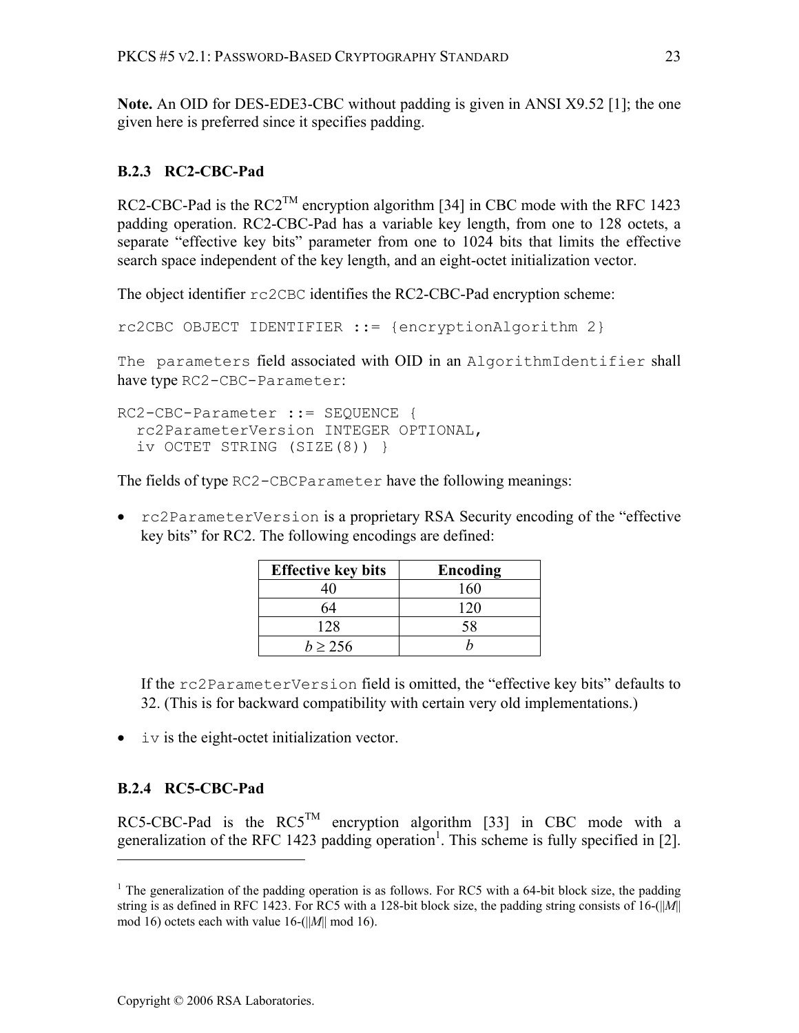**Note.** An OID for DES-EDE3-CBC without padding is given in ANSI X9.52 [1]; the one given here is preferred since it specifies padding.

### B.2.3 RC2-CBC-Pad

RC2-CBC-Pad is the RC2™ encryption algorithm [34] in CBC mode with the RFC 1423 padding operation. RC2-CBC-Pad has a variable key length, from one to 128 octets, a separate "effective key bits" parameter from one to 1024 bits that limits the effective search space independent of the key length, and an eight-octet initialization vector.

The object identifier `rc2CBC` identifies the RC2-CBC-Pad encryption scheme:

```
rc2CBC OBJECT IDENTIFIER ::= {encryptionAlgorithm 2}
```

`The parameters` field associated with OID in an `AlgorithmIdentifier` shall have type `RC2-CBC-Parameter`:

```
RC2-CBC-Parameter ::= SEQUENCE {
  rc2ParameterVersion INTEGER OPTIONAL,
  iv OCTET STRING (SIZE(8)) }
```

The fields of type `RC2-CBCParameter` have the following meanings:

- `rc2ParameterVersion` is a proprietary RSA Security encoding of the "effective key bits" for RC2. The following encodings are defined:

| Effective key bits | Encoding |
|---|---|
| 40 | 160 |
| 64 | 120 |
| 128 | 58 |
| $b \geq 256$ | $b$ |

  If the `rc2ParameterVersion` field is omitted, the "effective key bits" defaults to 32. (This is for backward compatibility with certain very old implementations.)

- `iv` is the eight-octet initialization vector.

### B.2.4 RC5-CBC-Pad

RC5-CBC-Pad is the RC5™ encryption algorithm [33] in CBC mode with a generalization of the RFC 1423 padding operation[1]. This scheme is fully specified in [2].

---

[1] The generalization of the padding operation is as follows. For RC5 with a 64-bit block size, the padding string is as defined in RFC 1423. For RC5 with a 128-bit block size, the padding string consists of $16-(||M|| \bmod 16)$ octets each with value $16-(||M|| \bmod 16)$.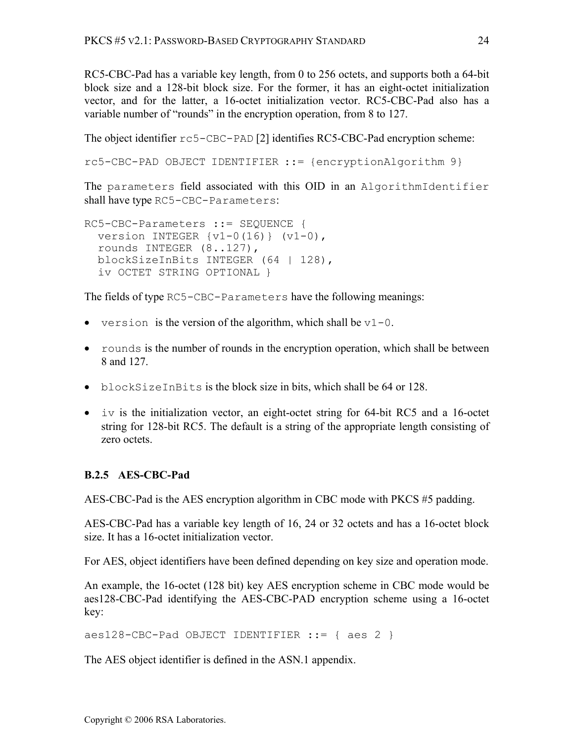RC5-CBC-Pad has a variable key length, from 0 to 256 octets, and supports both a 64-bit block size and a 128-bit block size. For the former, it has an eight-octet initialization vector, and for the latter, a 16-octet initialization vector. RC5-CBC-Pad also has a variable number of "rounds" in the encryption operation, from 8 to 127.

The object identifier `rc5-CBC-PAD` [2] identifies RC5-CBC-Pad encryption scheme:

```
rc5-CBC-PAD OBJECT IDENTIFIER ::= {encryptionAlgorithm 9}
```

The `parameters` field associated with this OID in an `AlgorithmIdentifier` shall have type `RC5-CBC-Parameters`:

```
RC5-CBC-Parameters ::= SEQUENCE {
  version INTEGER {v1-0(16)} (v1-0),
  rounds INTEGER (8..127),
  blockSizeInBits INTEGER (64 | 128),
  iv OCTET STRING OPTIONAL }
```

The fields of type `RC5-CBC-Parameters` have the following meanings:

- `version` is the version of the algorithm, which shall be `v1-0`.
- `rounds` is the number of rounds in the encryption operation, which shall be between 8 and 127.
- `blockSizeInBits` is the block size in bits, which shall be 64 or 128.
- `iv` is the initialization vector, an eight-octet string for 64-bit RC5 and a 16-octet string for 128-bit RC5. The default is a string of the appropriate length consisting of zero octets.

### B.2.5 AES-CBC-Pad

AES-CBC-Pad is the AES encryption algorithm in CBC mode with PKCS #5 padding.

AES-CBC-Pad has a variable key length of 16, 24 or 32 octets and has a 16-octet block size. It has a 16-octet initialization vector.

For AES, object identifiers have been defined depending on key size and operation mode.

An example, the 16-octet (128 bit) key AES encryption scheme in CBC mode would be aes128-CBC-Pad identifying the AES-CBC-PAD encryption scheme using a 16-octet key:

```
aes128-CBC-Pad OBJECT IDENTIFIER ::= { aes 2 }
```

The AES object identifier is defined in the ASN.1 appendix.

Copyright © 2006 RSA Laboratories.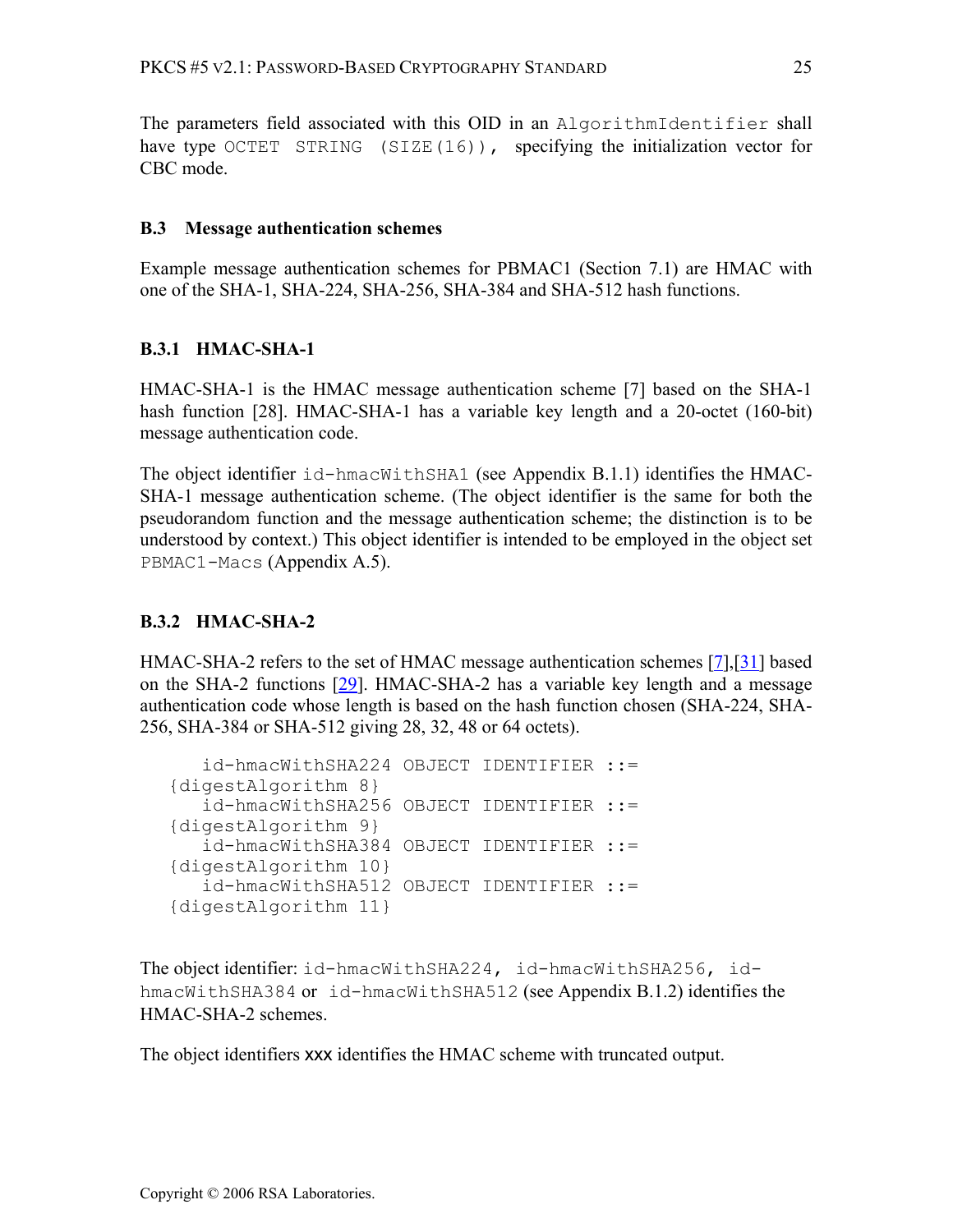The parameters field associated with this OID in an `AlgorithmIdentifier` shall have type `OCTET STRING (SIZE(16))`, specifying the initialization vector for CBC mode.

### B.3 Message authentication schemes

Example message authentication schemes for PBMAC1 (Section 7.1) are HMAC with one of the SHA-1, SHA-224, SHA-256, SHA-384 and SHA-512 hash functions.

#### B.3.1 HMAC-SHA-1

HMAC-SHA-1 is the HMAC message authentication scheme [7] based on the SHA-1 hash function [28]. HMAC-SHA-1 has a variable key length and a 20-octet (160-bit) message authentication code.

The object identifier `id-hmacWithSHA1` (see Appendix B.1.1) identifies the HMAC-SHA-1 message authentication scheme. (The object identifier is the same for both the pseudorandom function and the message authentication scheme; the distinction is to be understood by context.) This object identifier is intended to be employed in the object set `PBMAC1-Macs` (Appendix A.5).

#### B.3.2 HMAC-SHA-2

HMAC-SHA-2 refers to the set of HMAC message authentication schemes [7],[31] based on the SHA-2 functions [29]. HMAC-SHA-2 has a variable key length and a message authentication code whose length is based on the hash function chosen (SHA-224, SHA-256, SHA-384 or SHA-512 giving 28, 32, 48 or 64 octets).

```
   id-hmacWithSHA224 OBJECT IDENTIFIER ::=
{digestAlgorithm 8}
   id-hmacWithSHA256 OBJECT IDENTIFIER ::=
{digestAlgorithm 9}
   id-hmacWithSHA384 OBJECT IDENTIFIER ::=
{digestAlgorithm 10}
   id-hmacWithSHA512 OBJECT IDENTIFIER ::=
{digestAlgorithm 11}
```

The object identifier: `id-hmacWithSHA224, id-hmacWithSHA256, id-hmacWithSHA384` or `id-hmacWithSHA512` (see Appendix B.1.2) identifies the HMAC-SHA-2 schemes.

The object identifiers xxx identifies the HMAC scheme with truncated output.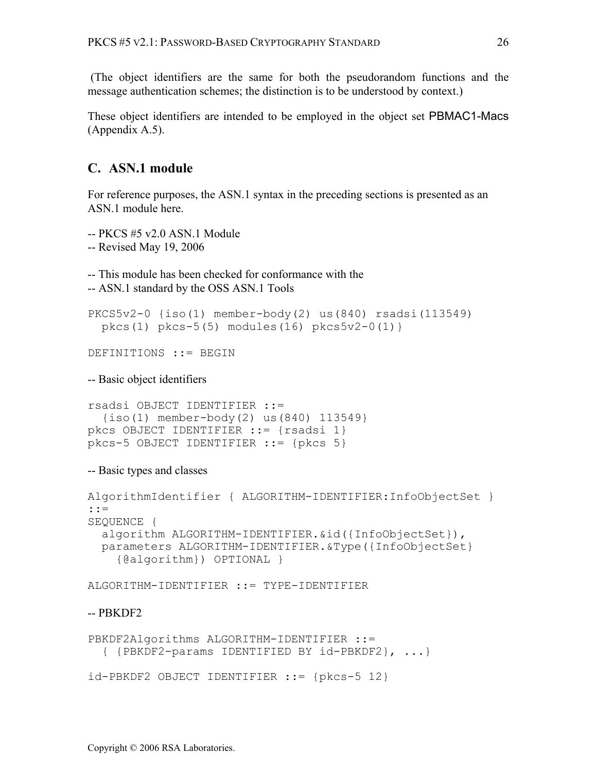(The object identifiers are the same for both the pseudorandom functions and the message authentication schemes; the distinction is to be understood by context.)

These object identifiers are intended to be employed in the object set PBMAC1-Macs (Appendix A.5).

## C. ASN.1 module

For reference purposes, the ASN.1 syntax in the preceding sections is presented as an ASN.1 module here.

-- PKCS #5 v2.0 ASN.1 Module
-- Revised May 19, 2006

-- This module has been checked for conformance with the
-- ASN.1 standard by the OSS ASN.1 Tools

```
PKCS5v2-0 {iso(1) member-body(2) us(840) rsadsi(113549)
  pkcs(1) pkcs-5(5) modules(16) pkcs5v2-0(1)}

DEFINITIONS ::= BEGIN
```

-- Basic object identifiers

```
rsadsi OBJECT IDENTIFIER ::=
  {iso(1) member-body(2) us(840) 113549}
pkcs OBJECT IDENTIFIER ::= {rsadsi 1}
pkcs-5 OBJECT IDENTIFIER ::= {pkcs 5}
```

-- Basic types and classes

```
AlgorithmIdentifier { ALGORITHM-IDENTIFIER:InfoObjectSet }
::=
SEQUENCE {
  algorithm ALGORITHM-IDENTIFIER.&id({InfoObjectSet}),
  parameters ALGORITHM-IDENTIFIER.&Type({InfoObjectSet}
    {@algorithm}) OPTIONAL }

ALGORITHM-IDENTIFIER ::= TYPE-IDENTIFIER
```

-- PBKDF2

```
PBKDF2Algorithms ALGORITHM-IDENTIFIER ::=
  { {PBKDF2-params IDENTIFIED BY id-PBKDF2}, ...}

id-PBKDF2 OBJECT IDENTIFIER ::= {pkcs-5 12}
```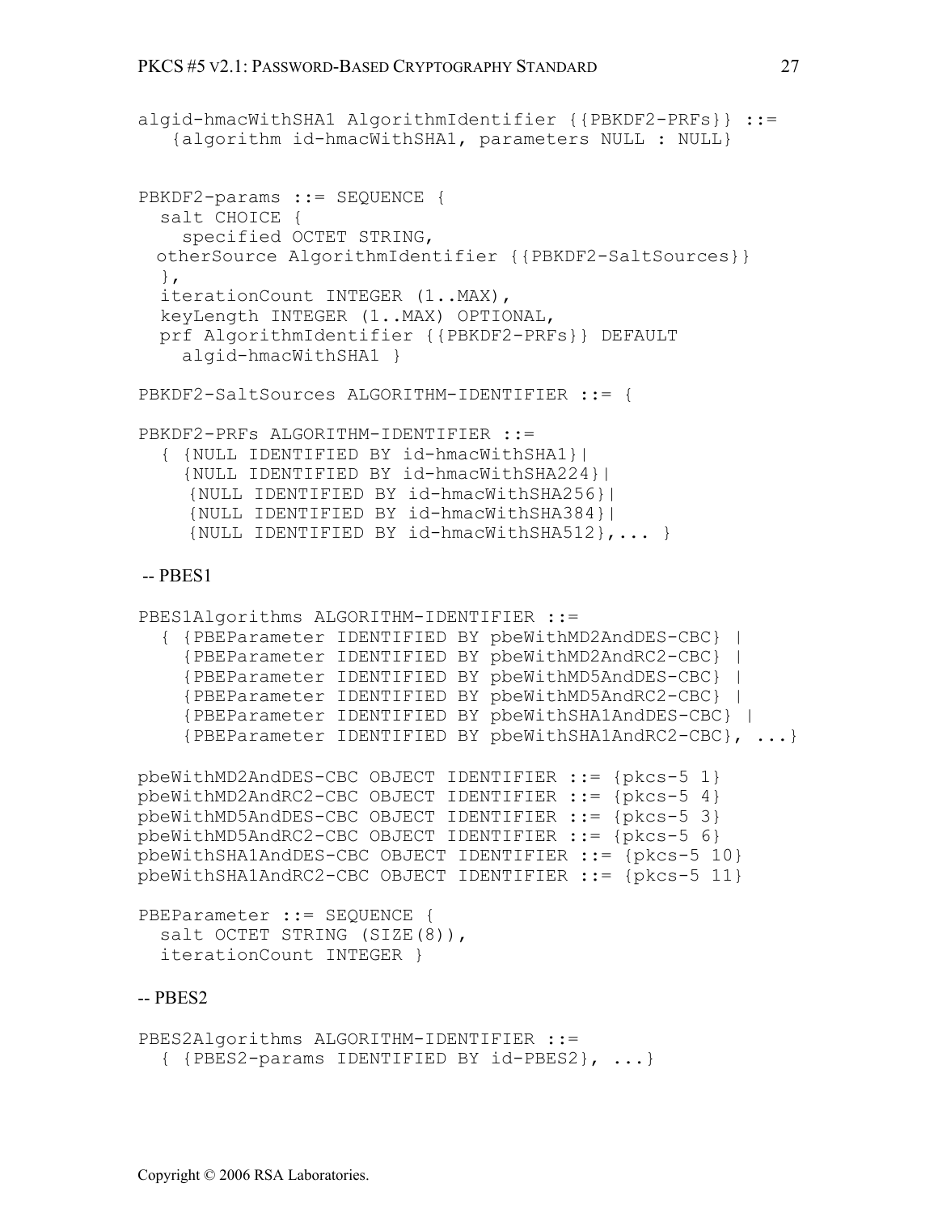```
algid-hmacWithSHA1 AlgorithmIdentifier {{PBKDF2-PRFs}} ::=
   {algorithm id-hmacWithSHA1, parameters NULL : NULL}


PBKDF2-params ::= SEQUENCE {
  salt CHOICE {
    specified OCTET STRING,
  otherSource AlgorithmIdentifier {{PBKDF2-SaltSources}}
  },
  iterationCount INTEGER (1..MAX),
  keyLength INTEGER (1..MAX) OPTIONAL,
  prf AlgorithmIdentifier {{PBKDF2-PRFs}} DEFAULT
    algid-hmacWithSHA1 }

PBKDF2-SaltSources ALGORITHM-IDENTIFIER ::= {

PBKDF2-PRFs ALGORITHM-IDENTIFIER ::=
  { {NULL IDENTIFIED BY id-hmacWithSHA1}|
    {NULL IDENTIFIED BY id-hmacWithSHA224}|
     {NULL IDENTIFIED BY id-hmacWithSHA256}|
     {NULL IDENTIFIED BY id-hmacWithSHA384}|
     {NULL IDENTIFIED BY id-hmacWithSHA512},... }
```

-- PBES1

```
PBES1Algorithms ALGORITHM-IDENTIFIER ::=
  { {PBEParameter IDENTIFIED BY pbeWithMD2AndDES-CBC} |
    {PBEParameter IDENTIFIED BY pbeWithMD2AndRC2-CBC} |
    {PBEParameter IDENTIFIED BY pbeWithMD5AndDES-CBC} |
    {PBEParameter IDENTIFIED BY pbeWithMD5AndRC2-CBC} |
    {PBEParameter IDENTIFIED BY pbeWithSHA1AndDES-CBC} |
    {PBEParameter IDENTIFIED BY pbeWithSHA1AndRC2-CBC}, ...}

pbeWithMD2AndDES-CBC OBJECT IDENTIFIER ::= {pkcs-5 1}
pbeWithMD2AndRC2-CBC OBJECT IDENTIFIER ::= {pkcs-5 4}
pbeWithMD5AndDES-CBC OBJECT IDENTIFIER ::= {pkcs-5 3}
pbeWithMD5AndRC2-CBC OBJECT IDENTIFIER ::= {pkcs-5 6}
pbeWithSHA1AndDES-CBC OBJECT IDENTIFIER ::= {pkcs-5 10}
pbeWithSHA1AndRC2-CBC OBJECT IDENTIFIER ::= {pkcs-5 11}

PBEParameter ::= SEQUENCE {
  salt OCTET STRING (SIZE(8)),
  iterationCount INTEGER }
```

-- PBES2

```
PBES2Algorithms ALGORITHM-IDENTIFIER ::=
  { {PBES2-params IDENTIFIED BY id-PBES2}, ...}
```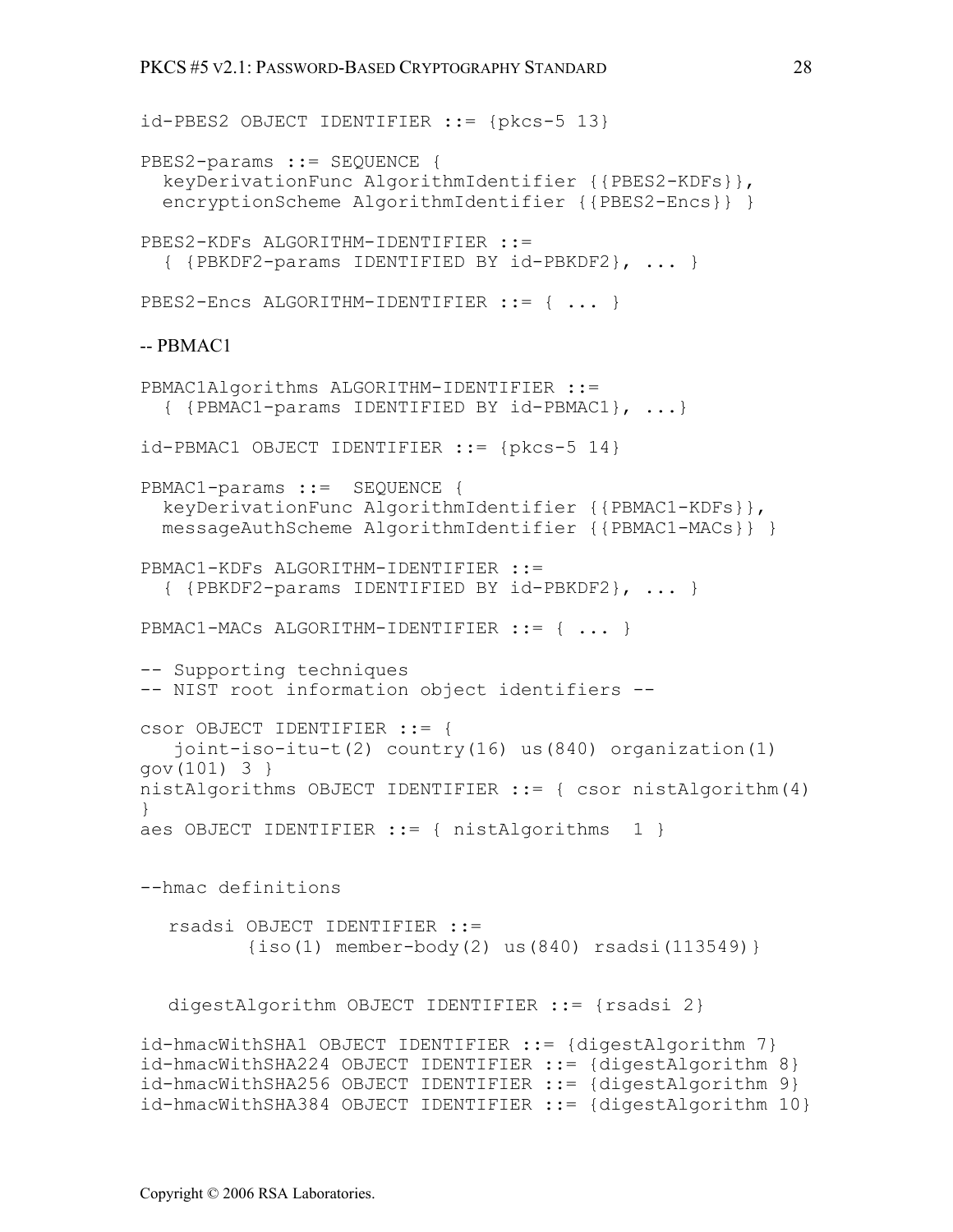```
id-PBES2 OBJECT IDENTIFIER ::= {pkcs-5 13}

PBES2-params ::= SEQUENCE {
  keyDerivationFunc AlgorithmIdentifier {{PBES2-KDFs}},
  encryptionScheme AlgorithmIdentifier {{PBES2-Encs}} }

PBES2-KDFs ALGORITHM-IDENTIFIER ::=
  { {PBKDF2-params IDENTIFIED BY id-PBKDF2}, ... }

PBES2-Encs ALGORITHM-IDENTIFIER ::= { ... }
```

-- PBMAC1

```
PBMAC1Algorithms ALGORITHM-IDENTIFIER ::=
  { {PBMAC1-params IDENTIFIED BY id-PBMAC1}, ...}

id-PBMAC1 OBJECT IDENTIFIER ::= {pkcs-5 14}

PBMAC1-params ::=  SEQUENCE {
  keyDerivationFunc AlgorithmIdentifier {{PBMAC1-KDFs}},
  messageAuthScheme AlgorithmIdentifier {{PBMAC1-MACs}} }

PBMAC1-KDFs ALGORITHM-IDENTIFIER ::=
  { {PBKDF2-params IDENTIFIED BY id-PBKDF2}, ... }

PBMAC1-MACs ALGORITHM-IDENTIFIER ::= { ... }

-- Supporting techniques
-- NIST root information object identifiers --

csor OBJECT IDENTIFIER ::= {
   joint-iso-itu-t(2) country(16) us(840) organization(1)
gov(101) 3 }
nistAlgorithms OBJECT IDENTIFIER ::= { csor nistAlgorithm(4)
}
aes OBJECT IDENTIFIER ::= { nistAlgorithms  1 }


--hmac definitions

   rsadsi OBJECT IDENTIFIER ::=
          {iso(1) member-body(2) us(840) rsadsi(113549)}


   digestAlgorithm OBJECT IDENTIFIER ::= {rsadsi 2}

id-hmacWithSHA1 OBJECT IDENTIFIER ::= {digestAlgorithm 7}
id-hmacWithSHA224 OBJECT IDENTIFIER ::= {digestAlgorithm 8}
id-hmacWithSHA256 OBJECT IDENTIFIER ::= {digestAlgorithm 9}
id-hmacWithSHA384 OBJECT IDENTIFIER ::= {digestAlgorithm 10}
```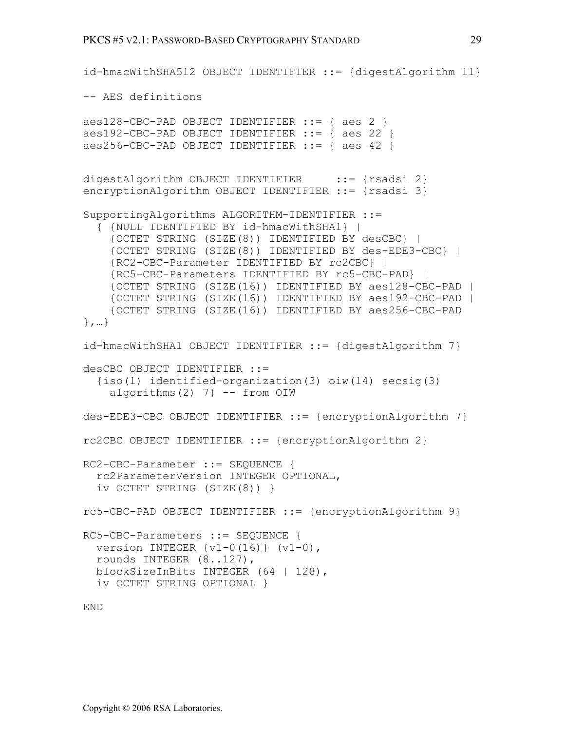```
id-hmacWithSHA512 OBJECT IDENTIFIER ::= {digestAlgorithm 11}

-- AES definitions

aes128-CBC-PAD OBJECT IDENTIFIER ::= { aes 2 }
aes192-CBC-PAD OBJECT IDENTIFIER ::= { aes 22 }
aes256-CBC-PAD OBJECT IDENTIFIER ::= { aes 42 }


digestAlgorithm OBJECT IDENTIFIER     ::= {rsadsi 2}
encryptionAlgorithm OBJECT IDENTIFIER ::= {rsadsi 3}

SupportingAlgorithms ALGORITHM-IDENTIFIER ::=
  { {NULL IDENTIFIED BY id-hmacWithSHA1} |
    {OCTET STRING (SIZE(8)) IDENTIFIED BY desCBC} |
    {OCTET STRING (SIZE(8)) IDENTIFIED BY des-EDE3-CBC} |
    {RC2-CBC-Parameter IDENTIFIED BY rc2CBC} |
    {RC5-CBC-Parameters IDENTIFIED BY rc5-CBC-PAD} |
    {OCTET STRING (SIZE(16)) IDENTIFIED BY aes128-CBC-PAD |
    {OCTET STRING (SIZE(16)) IDENTIFIED BY aes192-CBC-PAD |
    {OCTET STRING (SIZE(16)) IDENTIFIED BY aes256-CBC-PAD
},…}

id-hmacWithSHA1 OBJECT IDENTIFIER ::= {digestAlgorithm 7}

desCBC OBJECT IDENTIFIER ::=
  {iso(1) identified-organization(3) oiw(14) secsig(3)
    algorithms(2) 7} -- from OIW

des-EDE3-CBC OBJECT IDENTIFIER ::= {encryptionAlgorithm 7}

rc2CBC OBJECT IDENTIFIER ::= {encryptionAlgorithm 2}

RC2-CBC-Parameter ::= SEQUENCE {
  rc2ParameterVersion INTEGER OPTIONAL,
  iv OCTET STRING (SIZE(8)) }

rc5-CBC-PAD OBJECT IDENTIFIER ::= {encryptionAlgorithm 9}

RC5-CBC-Parameters ::= SEQUENCE {
  version INTEGER {v1-0(16)} (v1-0),
  rounds INTEGER (8..127),
  blockSizeInBits INTEGER (64 | 128),
  iv OCTET STRING OPTIONAL }

END
```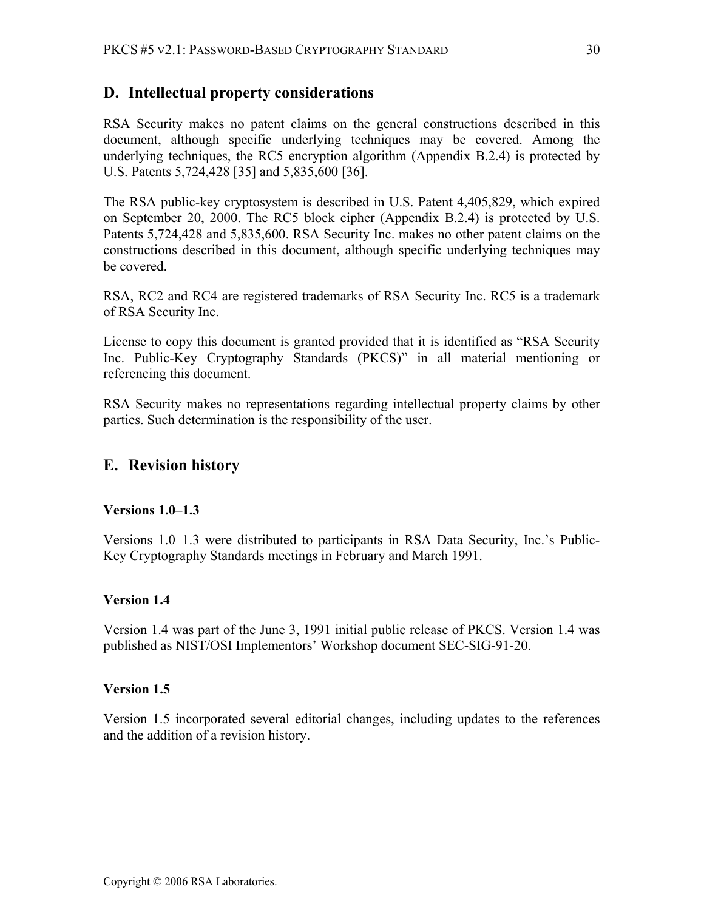## D. Intellectual property considerations

RSA Security makes no patent claims on the general constructions described in this document, although specific underlying techniques may be covered. Among the underlying techniques, the RC5 encryption algorithm (Appendix B.2.4) is protected by U.S. Patents 5,724,428 [35] and 5,835,600 [36].

The RSA public-key cryptosystem is described in U.S. Patent 4,405,829, which expired on September 20, 2000. The RC5 block cipher (Appendix B.2.4) is protected by U.S. Patents 5,724,428 and 5,835,600. RSA Security Inc. makes no other patent claims on the constructions described in this document, although specific underlying techniques may be covered.

RSA, RC2 and RC4 are registered trademarks of RSA Security Inc. RC5 is a trademark of RSA Security Inc.

License to copy this document is granted provided that it is identified as "RSA Security Inc. Public-Key Cryptography Standards (PKCS)" in all material mentioning or referencing this document.

RSA Security makes no representations regarding intellectual property claims by other parties. Such determination is the responsibility of the user.

## E. Revision history

### Versions 1.0–1.3

Versions 1.0–1.3 were distributed to participants in RSA Data Security, Inc.'s Public-Key Cryptography Standards meetings in February and March 1991.

### Version 1.4

Version 1.4 was part of the June 3, 1991 initial public release of PKCS. Version 1.4 was published as NIST/OSI Implementors' Workshop document SEC-SIG-91-20.

### Version 1.5

Version 1.5 incorporated several editorial changes, including updates to the references and the addition of a revision history.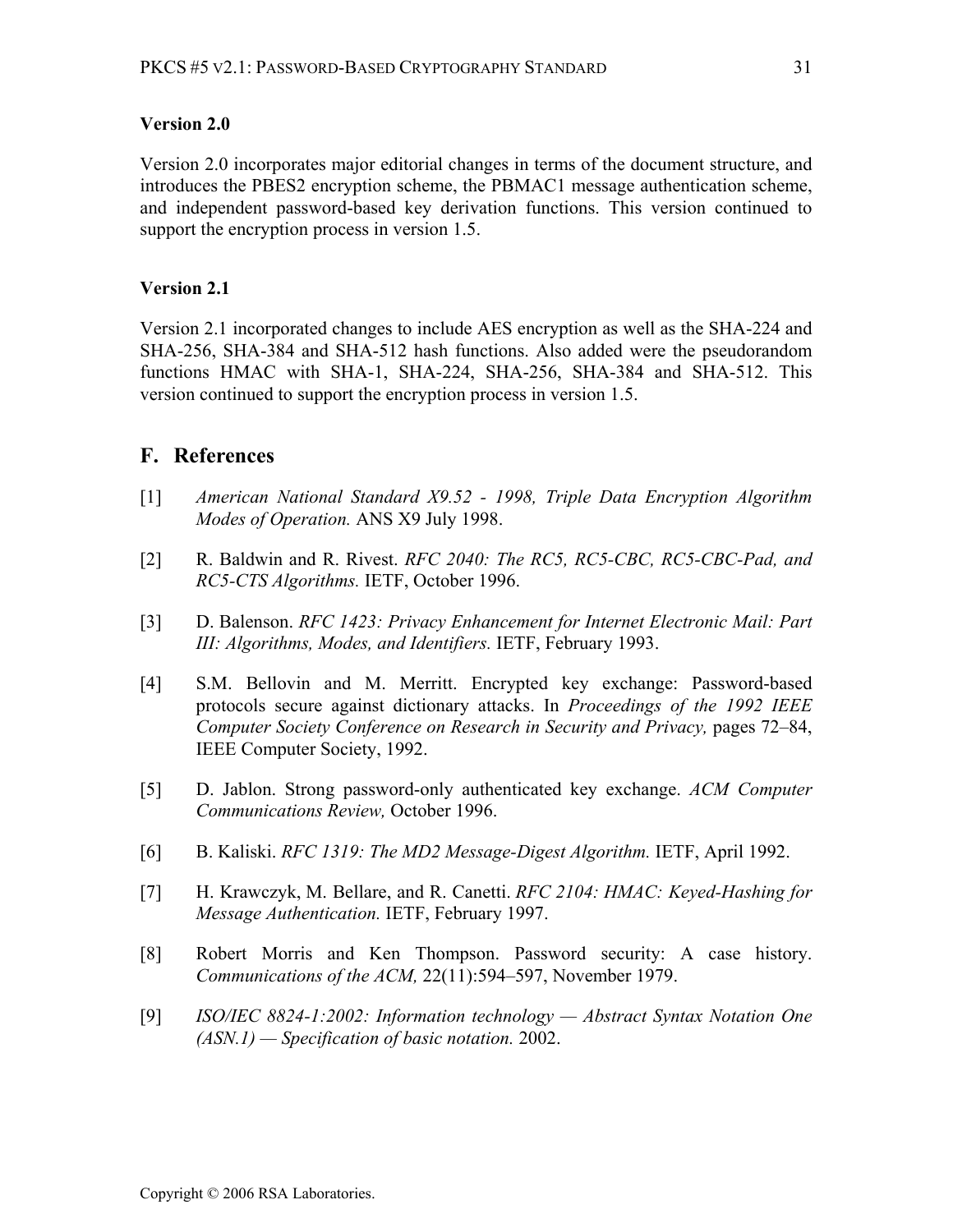### Version 2.0

Version 2.0 incorporates major editorial changes in terms of the document structure, and introduces the PBES2 encryption scheme, the PBMAC1 message authentication scheme, and independent password-based key derivation functions. This version continued to support the encryption process in version 1.5.

### Version 2.1

Version 2.1 incorporated changes to include AES encryption as well as the SHA-224 and SHA-256, SHA-384 and SHA-512 hash functions. Also added were the pseudorandom functions HMAC with SHA-1, SHA-224, SHA-256, SHA-384 and SHA-512. This version continued to support the encryption process in version 1.5.

## F. References

[1] *American National Standard X9.52 - 1998, Triple Data Encryption Algorithm Modes of Operation.* ANS X9 July 1998.

[2] R. Baldwin and R. Rivest. *RFC 2040: The RC5, RC5-CBC, RC5-CBC-Pad, and RC5-CTS Algorithms.* IETF, October 1996.

[3] D. Balenson. *RFC 1423: Privacy Enhancement for Internet Electronic Mail: Part III: Algorithms, Modes, and Identifiers.* IETF, February 1993.

[4] S.M. Bellovin and M. Merritt. Encrypted key exchange: Password-based protocols secure against dictionary attacks. In *Proceedings of the 1992 IEEE Computer Society Conference on Research in Security and Privacy,* pages 72–84, IEEE Computer Society, 1992.

[5] D. Jablon. Strong password-only authenticated key exchange. *ACM Computer Communications Review,* October 1996.

[6] B. Kaliski. *RFC 1319: The MD2 Message-Digest Algorithm.* IETF, April 1992.

[7] H. Krawczyk, M. Bellare, and R. Canetti. *RFC 2104: HMAC: Keyed-Hashing for Message Authentication.* IETF, February 1997.

[8] Robert Morris and Ken Thompson. Password security: A case history. *Communications of the ACM,* 22(11):594–597, November 1979.

[9] *ISO/IEC 8824-1:2002: Information technology — Abstract Syntax Notation One (ASN.1) — Specification of basic notation.* 2002.

Copyright © 2006 RSA Laboratories.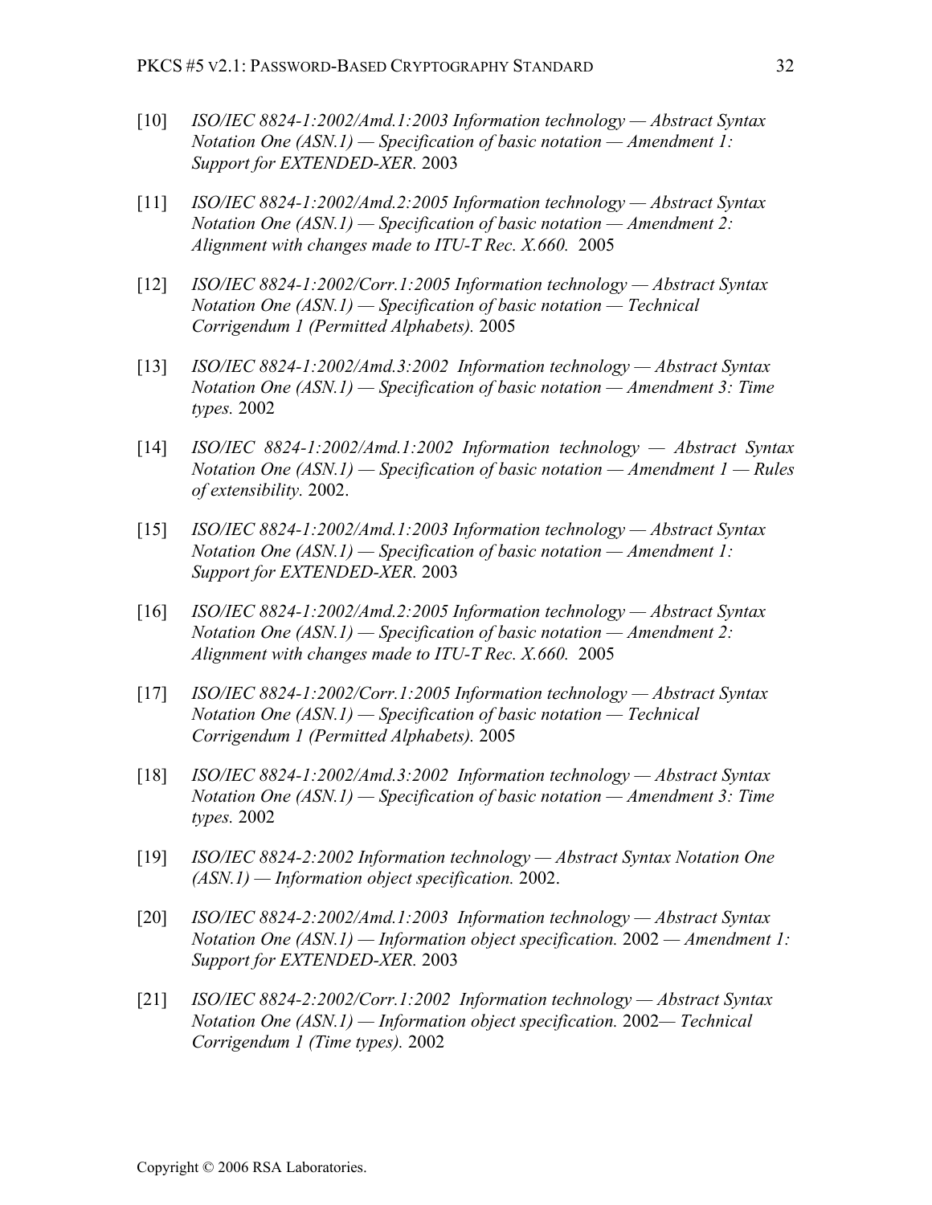[10] *ISO/IEC 8824-1:2002/Amd.1:2003 Information technology — Abstract Syntax Notation One (ASN.1) — Specification of basic notation — Amendment 1: Support for EXTENDED-XER.* 2003

[11] *ISO/IEC 8824-1:2002/Amd.2:2005 Information technology — Abstract Syntax Notation One (ASN.1) — Specification of basic notation — Amendment 2: Alignment with changes made to ITU-T Rec. X.660.* 2005

[12] *ISO/IEC 8824-1:2002/Corr.1:2005 Information technology — Abstract Syntax Notation One (ASN.1) — Specification of basic notation — Technical Corrigendum 1 (Permitted Alphabets).* 2005

[13] *ISO/IEC 8824-1:2002/Amd.3:2002 Information technology — Abstract Syntax Notation One (ASN.1) — Specification of basic notation — Amendment 3: Time types.* 2002

[14] *ISO/IEC 8824-1:2002/Amd.1:2002 Information technology — Abstract Syntax Notation One (ASN.1) — Specification of basic notation — Amendment 1 — Rules of extensibility.* 2002.

[15] *ISO/IEC 8824-1:2002/Amd.1:2003 Information technology — Abstract Syntax Notation One (ASN.1) — Specification of basic notation — Amendment 1: Support for EXTENDED-XER.* 2003

[16] *ISO/IEC 8824-1:2002/Amd.2:2005 Information technology — Abstract Syntax Notation One (ASN.1) — Specification of basic notation — Amendment 2: Alignment with changes made to ITU-T Rec. X.660.* 2005

[17] *ISO/IEC 8824-1:2002/Corr.1:2005 Information technology — Abstract Syntax Notation One (ASN.1) — Specification of basic notation — Technical Corrigendum 1 (Permitted Alphabets).* 2005

[18] *ISO/IEC 8824-1:2002/Amd.3:2002 Information technology — Abstract Syntax Notation One (ASN.1) — Specification of basic notation — Amendment 3: Time types.* 2002

[19] *ISO/IEC 8824-2:2002 Information technology — Abstract Syntax Notation One (ASN.1) — Information object specification.* 2002.

[20] *ISO/IEC 8824-2:2002/Amd.1:2003 Information technology — Abstract Syntax Notation One (ASN.1) — Information object specification.* 2002 *— Amendment 1: Support for EXTENDED-XER.* 2003

[21] *ISO/IEC 8824-2:2002/Corr.1:2002 Information technology — Abstract Syntax Notation One (ASN.1) — Information object specification.* 2002*— Technical Corrigendum 1 (Time types).* 2002

Copyright © 2006 RSA Laboratories.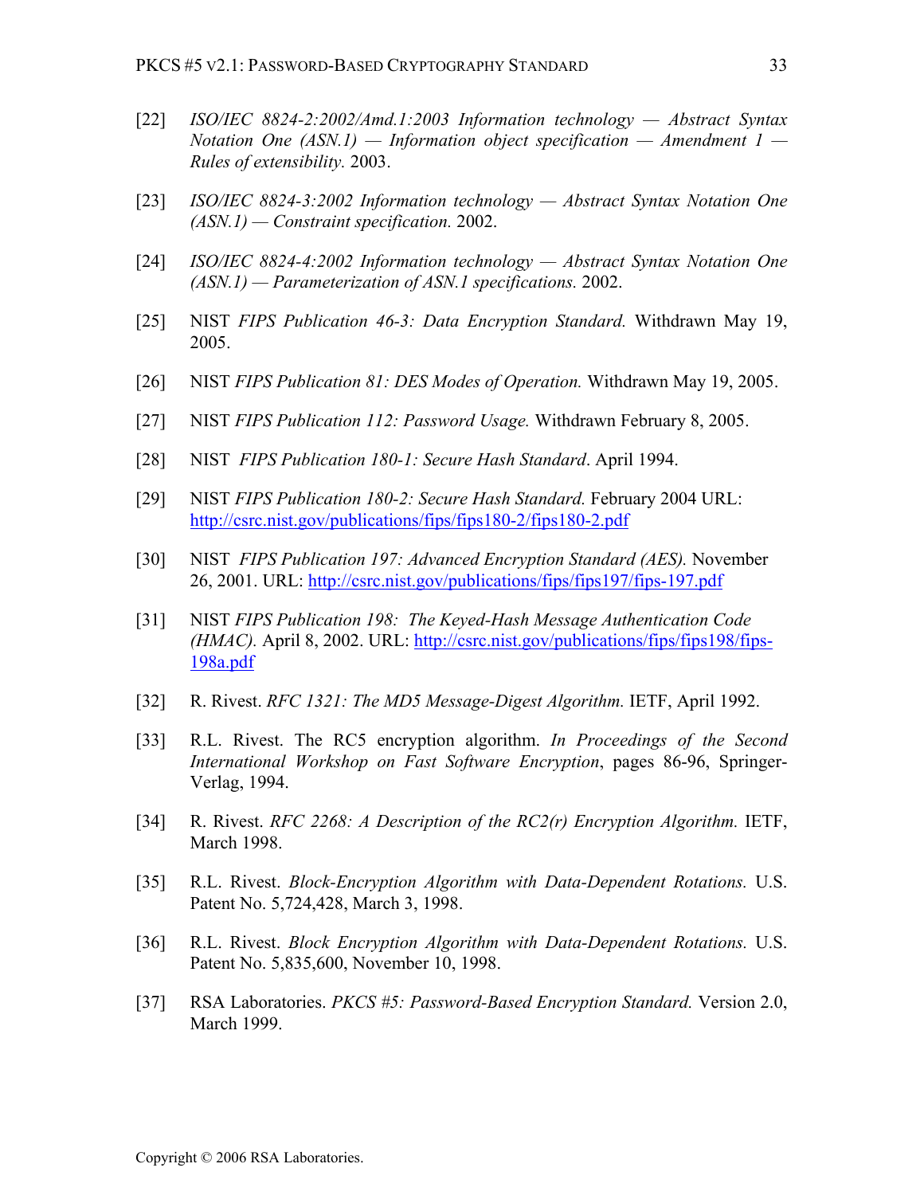[22] *ISO/IEC 8824-2:2002/Amd.1:2003 Information technology — Abstract Syntax Notation One (ASN.1) — Information object specification — Amendment 1 — Rules of extensibility.* 2003.

[23] *ISO/IEC 8824-3:2002 Information technology — Abstract Syntax Notation One (ASN.1) — Constraint specification.* 2002.

[24] *ISO/IEC 8824-4:2002 Information technology — Abstract Syntax Notation One (ASN.1) — Parameterization of ASN.1 specifications.* 2002.

[25] NIST *FIPS Publication 46-3: Data Encryption Standard.* Withdrawn May 19, 2005.

[26] NIST *FIPS Publication 81: DES Modes of Operation.* Withdrawn May 19, 2005.

[27] NIST *FIPS Publication 112: Password Usage.* Withdrawn February 8, 2005.

[28] NIST *FIPS Publication 180-1: Secure Hash Standard*. April 1994.

[29] NIST *FIPS Publication 180-2: Secure Hash Standard.* February 2004 URL: http://csrc.nist.gov/publications/fips/fips180-2/fips180-2.pdf

[30] NIST *FIPS Publication 197: Advanced Encryption Standard (AES).* November 26, 2001. URL: http://csrc.nist.gov/publications/fips/fips197/fips-197.pdf

[31] NIST *FIPS Publication 198: The Keyed-Hash Message Authentication Code (HMAC).* April 8, 2002. URL: http://csrc.nist.gov/publications/fips/fips198/fips-198a.pdf

[32] R. Rivest. *RFC 1321: The MD5 Message-Digest Algorithm.* IETF, April 1992.

[33] R.L. Rivest. The RC5 encryption algorithm. *In Proceedings of the Second International Workshop on Fast Software Encryption*, pages 86-96, Springer-Verlag, 1994.

[34] R. Rivest. *RFC 2268: A Description of the RC2(r) Encryption Algorithm.* IETF, March 1998.

[35] R.L. Rivest. *Block-Encryption Algorithm with Data-Dependent Rotations.* U.S. Patent No. 5,724,428, March 3, 1998.

[36] R.L. Rivest. *Block Encryption Algorithm with Data-Dependent Rotations.* U.S. Patent No. 5,835,600, November 10, 1998.

[37] RSA Laboratories. *PKCS #5: Password-Based Encryption Standard.* Version 2.0, March 1999.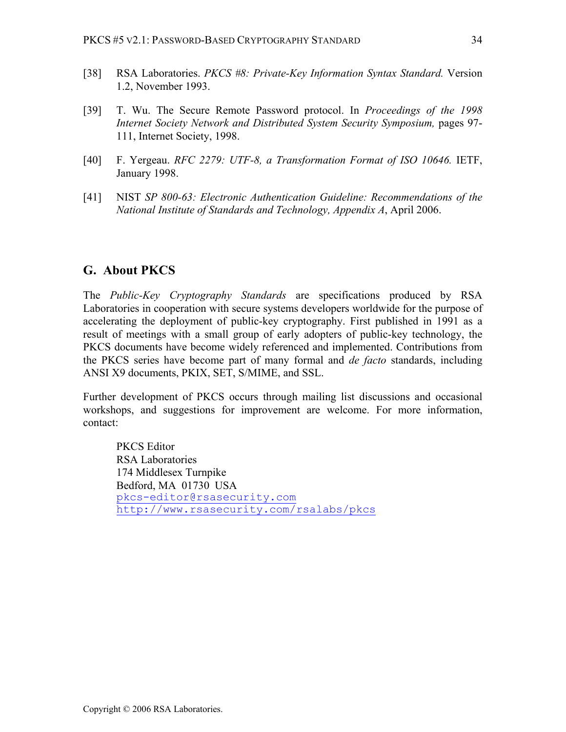[38] RSA Laboratories. *PKCS #8: Private-Key Information Syntax Standard.* Version 1.2, November 1993.

[39] T. Wu. The Secure Remote Password protocol. In *Proceedings of the 1998 Internet Society Network and Distributed System Security Symposium,* pages 97-111, Internet Society, 1998.

[40] F. Yergeau. *RFC 2279: UTF-8, a Transformation Format of ISO 10646.* IETF, January 1998.

[41] NIST *SP 800-63: Electronic Authentication Guideline: Recommendations of the National Institute of Standards and Technology, Appendix A*, April 2006.

## G. About PKCS

The *Public-Key Cryptography Standards* are specifications produced by RSA Laboratories in cooperation with secure systems developers worldwide for the purpose of accelerating the deployment of public-key cryptography. First published in 1991 as a result of meetings with a small group of early adopters of public-key technology, the PKCS documents have become widely referenced and implemented. Contributions from the PKCS series have become part of many formal and *de facto* standards, including ANSI X9 documents, PKIX, SET, S/MIME, and SSL.

Further development of PKCS occurs through mailing list discussions and occasional workshops, and suggestions for improvement are welcome. For more information, contact:

PKCS Editor
RSA Laboratories
174 Middlesex Turnpike
Bedford, MA 01730 USA
pkcs-editor@rsasecurity.com
http://www.rsasecurity.com/rsalabs/pkcs